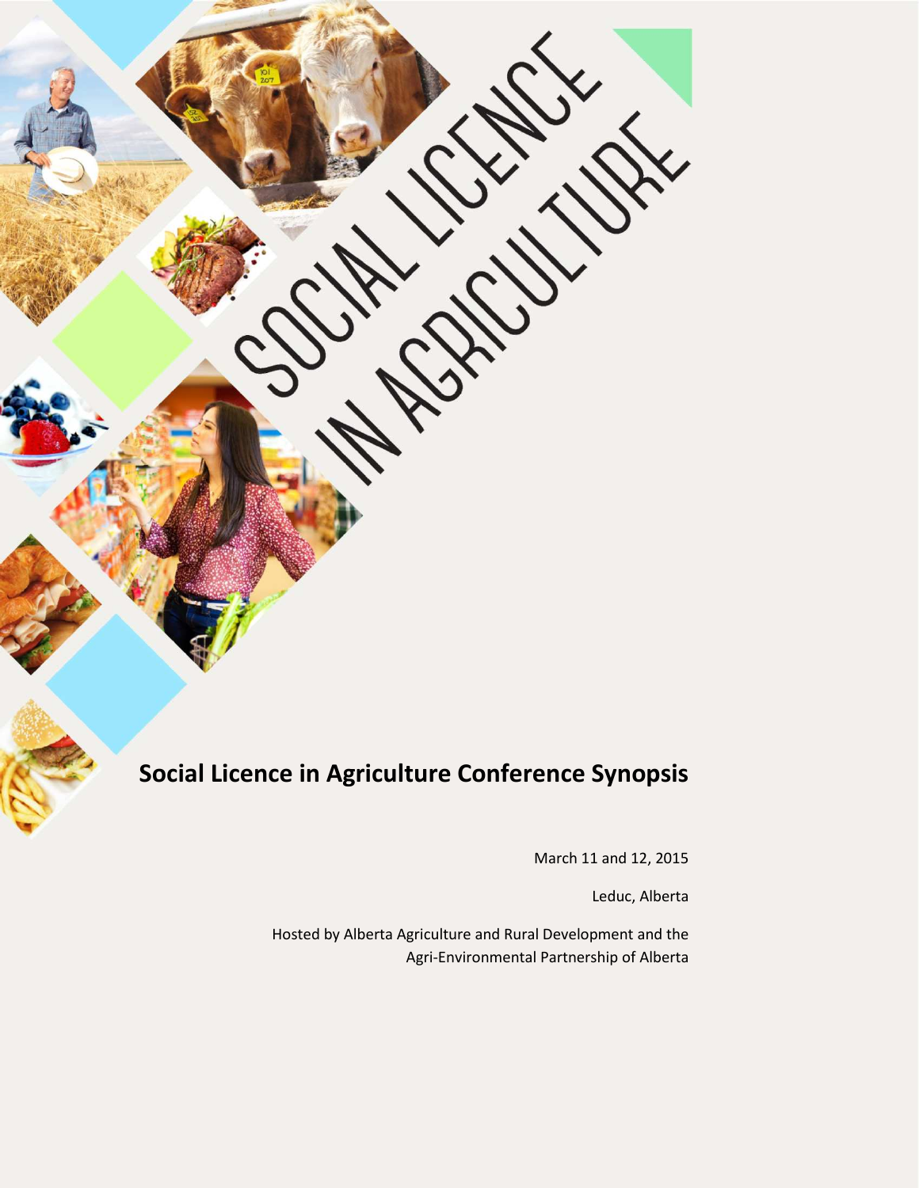# SOCIAL LICENCE IN AGRICULTURE

## Social Licence in Agriculture Conference Synopsis

March 11 and 12, 2015

Leduc, Alberta

Hosted by Alberta Agriculture and Rural Development and the Agri-Environmental Partnership of Alberta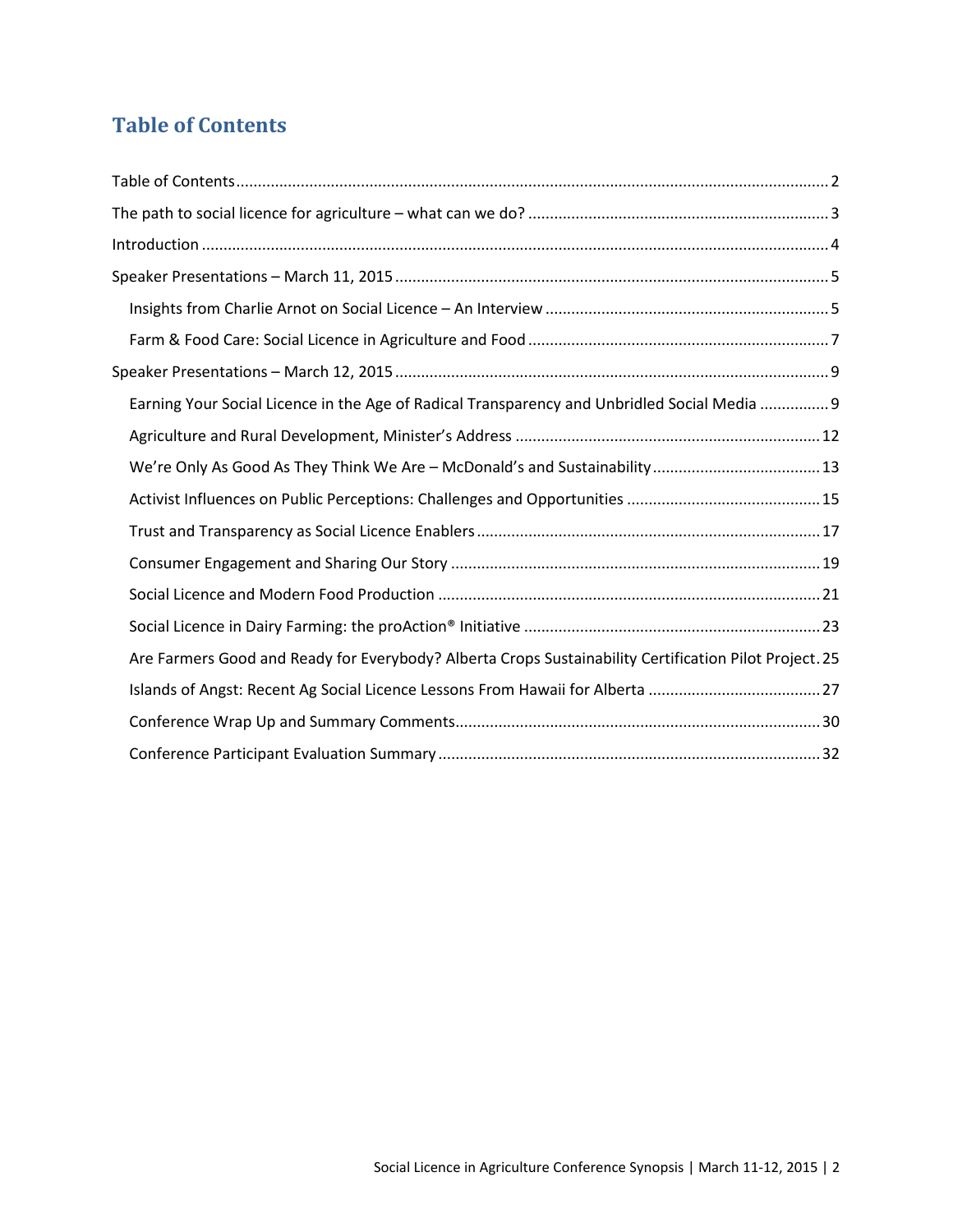# Table of Contents

Table of Contents ........................................................................................................................ 2

The path to social licence for agriculture – what can we do? ..................................................................... 3

Introduction ................................................................................................................................ 4

Speaker Presentations – March 11, 2015 ................................................................................................... 5

- Insights from Charlie Arnot on Social Licence – An Interview ................................................................. 5
- Farm & Food Care: Social Licence in Agriculture and Food ..................................................................... 7

Speaker Presentations – March 12, 2015 ................................................................................................... 9

- Earning Your Social Licence in the Age of Radical Transparency and Unbridled Social Media ................ 9
- Agriculture and Rural Development, Minister's Address ...................................................................... 12
- We're Only As Good As They Think We Are – McDonald's and Sustainability ...................................... 13
- Activist Influences on Public Perceptions: Challenges and Opportunities ............................................ 15
- Trust and Transparency as Social Licence Enablers ............................................................................... 17
- Consumer Engagement and Sharing Our Story ..................................................................................... 19
- Social Licence and Modern Food Production ........................................................................................ 21
- Social Licence in Dairy Farming: the proAction® Initiative .................................................................... 23
- Are Farmers Good and Ready for Everybody? Alberta Crops Sustainability Certification Pilot Project . 25
- Islands of Angst: Recent Ag Social Licence Lessons From Hawaii for Alberta ....................................... 27
- Conference Wrap Up and Summary Comments .................................................................................... 30
- Conference Participant Evaluation Summary ........................................................................................ 32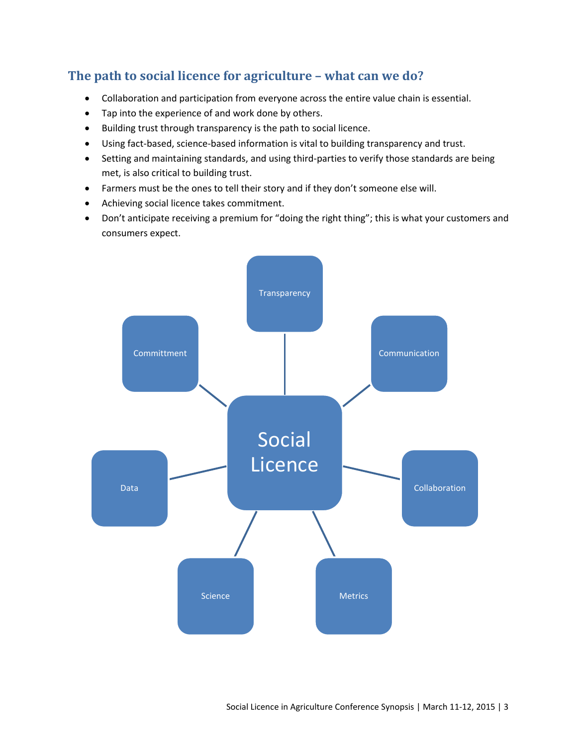## The path to social licence for agriculture – what can we do?

- Collaboration and participation from everyone across the entire value chain is essential.
- Tap into the experience of and work done by others.
- Building trust through transparency is the path to social licence.
- Using fact-based, science-based information is vital to building transparency and trust.
- Setting and maintaining standards, and using third-parties to verify those standards are being met, is also critical to building trust.
- Farmers must be the ones to tell their story and if they don't someone else will.
- Achieving social licence takes commitment.
- Don't anticipate receiving a premium for "doing the right thing"; this is what your customers and consumers expect.

Transparency

Committment

Communication

Social Licence

Data

Collaboration

Science

Metrics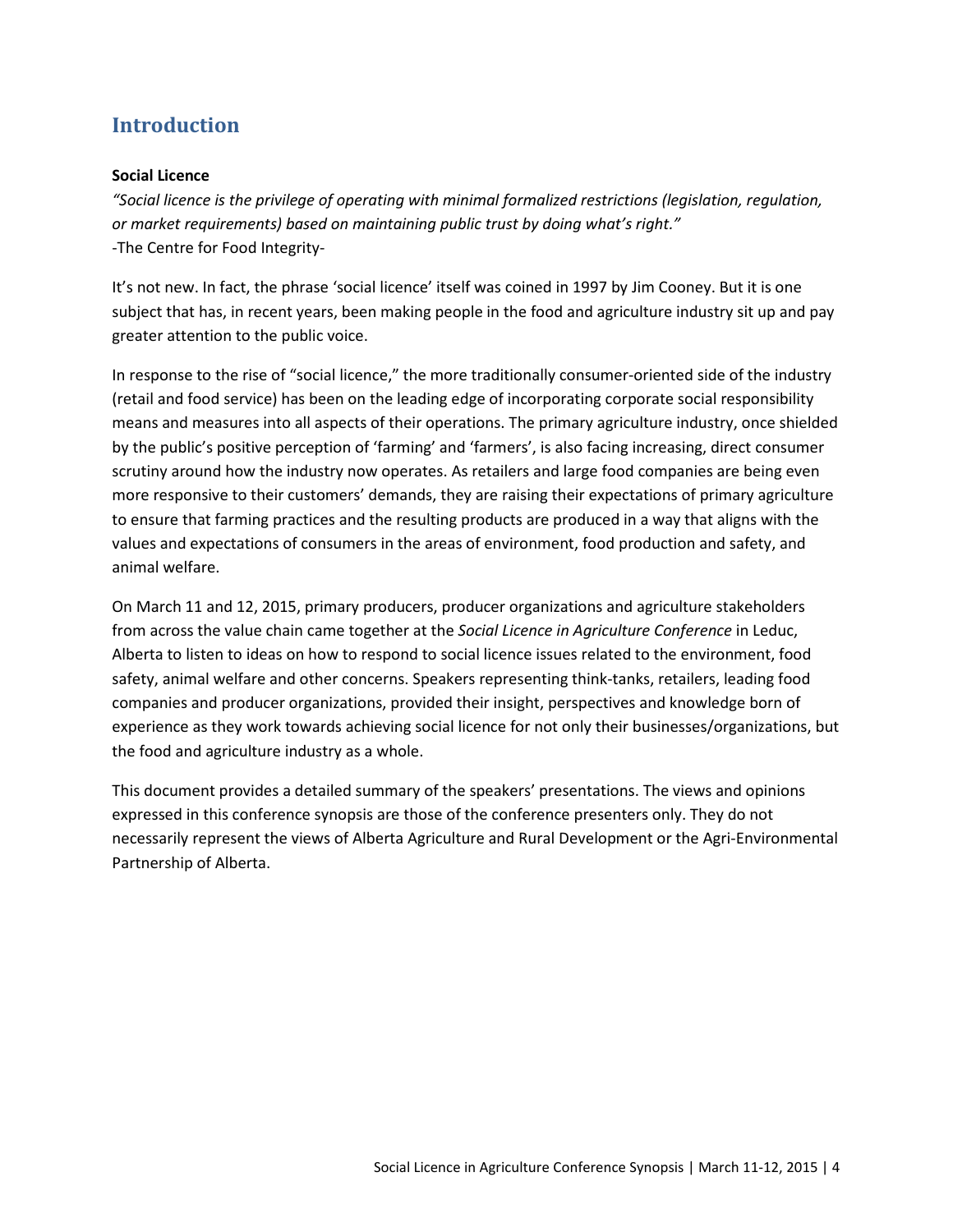## Introduction

**Social Licence**

*"Social licence is the privilege of operating with minimal formalized restrictions (legislation, regulation, or market requirements) based on maintaining public trust by doing what's right."*
-The Centre for Food Integrity-

It's not new. In fact, the phrase 'social licence' itself was coined in 1997 by Jim Cooney. But it is one subject that has, in recent years, been making people in the food and agriculture industry sit up and pay greater attention to the public voice.

In response to the rise of "social licence," the more traditionally consumer-oriented side of the industry (retail and food service) has been on the leading edge of incorporating corporate social responsibility means and measures into all aspects of their operations. The primary agriculture industry, once shielded by the public's positive perception of 'farming' and 'farmers', is also facing increasing, direct consumer scrutiny around how the industry now operates. As retailers and large food companies are being even more responsive to their customers' demands, they are raising their expectations of primary agriculture to ensure that farming practices and the resulting products are produced in a way that aligns with the values and expectations of consumers in the areas of environment, food production and safety, and animal welfare.

On March 11 and 12, 2015, primary producers, producer organizations and agriculture stakeholders from across the value chain came together at the *Social Licence in Agriculture Conference* in Leduc, Alberta to listen to ideas on how to respond to social licence issues related to the environment, food safety, animal welfare and other concerns. Speakers representing think-tanks, retailers, leading food companies and producer organizations, provided their insight, perspectives and knowledge born of experience as they work towards achieving social licence for not only their businesses/organizations, but the food and agriculture industry as a whole.

This document provides a detailed summary of the speakers' presentations. The views and opinions expressed in this conference synopsis are those of the conference presenters only. They do not necessarily represent the views of Alberta Agriculture and Rural Development or the Agri-Environmental Partnership of Alberta.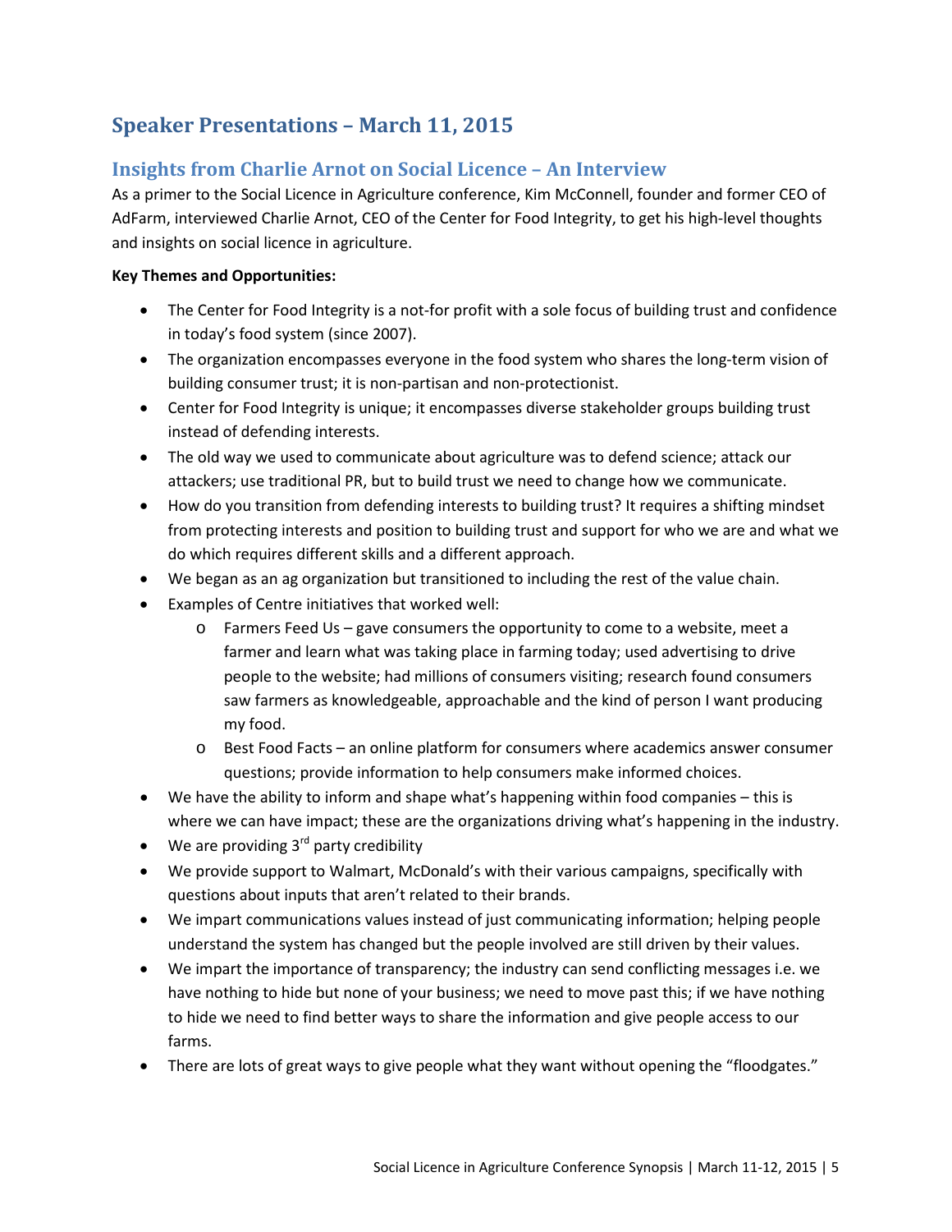# Speaker Presentations – March 11, 2015

## Insights from Charlie Arnot on Social Licence – An Interview

As a primer to the Social Licence in Agriculture conference, Kim McConnell, founder and former CEO of AdFarm, interviewed Charlie Arnot, CEO of the Center for Food Integrity, to get his high-level thoughts and insights on social licence in agriculture.

**Key Themes and Opportunities:**

- The Center for Food Integrity is a not-for profit with a sole focus of building trust and confidence in today's food system (since 2007).
- The organization encompasses everyone in the food system who shares the long-term vision of building consumer trust; it is non-partisan and non-protectionist.
- Center for Food Integrity is unique; it encompasses diverse stakeholder groups building trust instead of defending interests.
- The old way we used to communicate about agriculture was to defend science; attack our attackers; use traditional PR, but to build trust we need to change how we communicate.
- How do you transition from defending interests to building trust? It requires a shifting mindset from protecting interests and position to building trust and support for who we are and what we do which requires different skills and a different approach.
- We began as an ag organization but transitioned to including the rest of the value chain.
- Examples of Centre initiatives that worked well:
  - Farmers Feed Us – gave consumers the opportunity to come to a website, meet a farmer and learn what was taking place in farming today; used advertising to drive people to the website; had millions of consumers visiting; research found consumers saw farmers as knowledgeable, approachable and the kind of person I want producing my food.
  - Best Food Facts – an online platform for consumers where academics answer consumer questions; provide information to help consumers make informed choices.
- We have the ability to inform and shape what's happening within food companies – this is where we can have impact; these are the organizations driving what's happening in the industry.
- We are providing 3rd party credibility
- We provide support to Walmart, McDonald's with their various campaigns, specifically with questions about inputs that aren't related to their brands.
- We impart communications values instead of just communicating information; helping people understand the system has changed but the people involved are still driven by their values.
- We impart the importance of transparency; the industry can send conflicting messages i.e. we have nothing to hide but none of your business; we need to move past this; if we have nothing to hide we need to find better ways to share the information and give people access to our farms.
- There are lots of great ways to give people what they want without opening the "floodgates."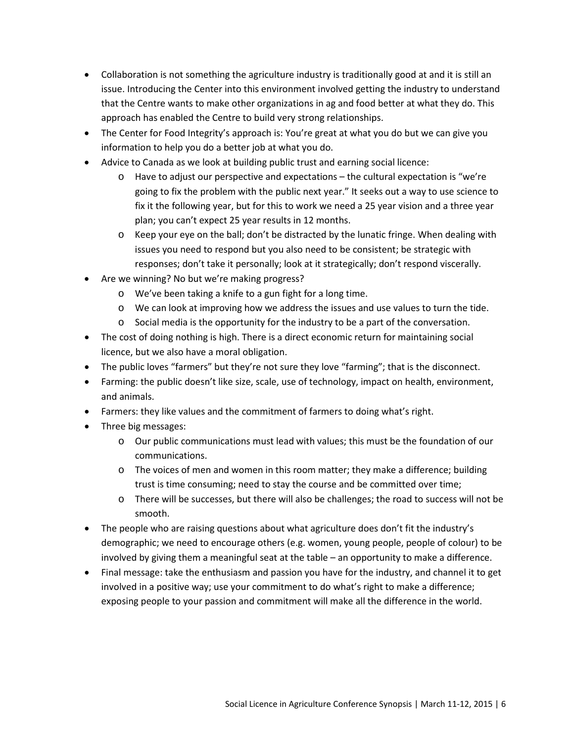- Collaboration is not something the agriculture industry is traditionally good at and it is still an issue. Introducing the Center into this environment involved getting the industry to understand that the Centre wants to make other organizations in ag and food better at what they do. This approach has enabled the Centre to build very strong relationships.
- The Center for Food Integrity's approach is: You're great at what you do but we can give you information to help you do a better job at what you do.
- Advice to Canada as we look at building public trust and earning social licence:
  - Have to adjust our perspective and expectations – the cultural expectation is "we're going to fix the problem with the public next year." It seeks out a way to use science to fix it the following year, but for this to work we need a 25 year vision and a three year plan; you can't expect 25 year results in 12 months.
  - Keep your eye on the ball; don't be distracted by the lunatic fringe. When dealing with issues you need to respond but you also need to be consistent; be strategic with responses; don't take it personally; look at it strategically; don't respond viscerally.
- Are we winning? No but we're making progress?
  - We've been taking a knife to a gun fight for a long time.
  - We can look at improving how we address the issues and use values to turn the tide.
  - Social media is the opportunity for the industry to be a part of the conversation.
- The cost of doing nothing is high. There is a direct economic return for maintaining social licence, but we also have a moral obligation.
- The public loves "farmers" but they're not sure they love "farming"; that is the disconnect.
- Farming: the public doesn't like size, scale, use of technology, impact on health, environment, and animals.
- Farmers: they like values and the commitment of farmers to doing what's right.
- Three big messages:
  - Our public communications must lead with values; this must be the foundation of our communications.
  - The voices of men and women in this room matter; they make a difference; building trust is time consuming; need to stay the course and be committed over time;
  - There will be successes, but there will also be challenges; the road to success will not be smooth.
- The people who are raising questions about what agriculture does don't fit the industry's demographic; we need to encourage others (e.g. women, young people, people of colour) to be involved by giving them a meaningful seat at the table – an opportunity to make a difference.
- Final message: take the enthusiasm and passion you have for the industry, and channel it to get involved in a positive way; use your commitment to do what's right to make a difference; exposing people to your passion and commitment will make all the difference in the world.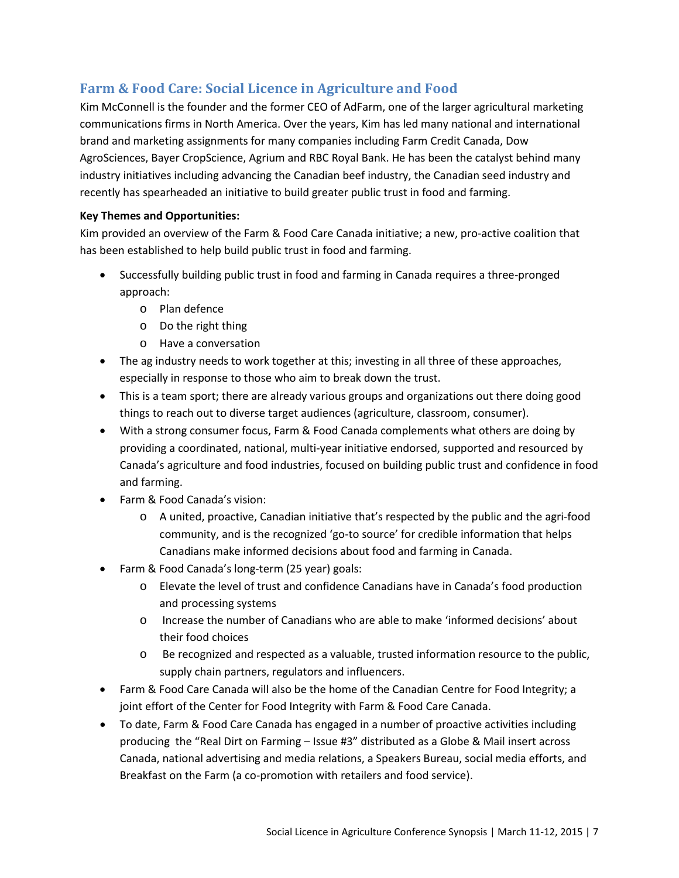## Farm & Food Care: Social Licence in Agriculture and Food

Kim McConnell is the founder and the former CEO of AdFarm, one of the larger agricultural marketing communications firms in North America. Over the years, Kim has led many national and international brand and marketing assignments for many companies including Farm Credit Canada, Dow AgroSciences, Bayer CropScience, Agrium and RBC Royal Bank. He has been the catalyst behind many industry initiatives including advancing the Canadian beef industry, the Canadian seed industry and recently has spearheaded an initiative to build greater public trust in food and farming.

**Key Themes and Opportunities:**

Kim provided an overview of the Farm & Food Care Canada initiative; a new, pro-active coalition that has been established to help build public trust in food and farming.

- Successfully building public trust in food and farming in Canada requires a three-pronged approach:
  - Plan defence
  - Do the right thing
  - Have a conversation
- The ag industry needs to work together at this; investing in all three of these approaches, especially in response to those who aim to break down the trust.
- This is a team sport; there are already various groups and organizations out there doing good things to reach out to diverse target audiences (agriculture, classroom, consumer).
- With a strong consumer focus, Farm & Food Canada complements what others are doing by providing a coordinated, national, multi-year initiative endorsed, supported and resourced by Canada's agriculture and food industries, focused on building public trust and confidence in food and farming.
- Farm & Food Canada's vision:
  - A united, proactive, Canadian initiative that's respected by the public and the agri-food community, and is the recognized 'go-to source' for credible information that helps Canadians make informed decisions about food and farming in Canada.
- Farm & Food Canada's long-term (25 year) goals:
  - Elevate the level of trust and confidence Canadians have in Canada's food production and processing systems
  - Increase the number of Canadians who are able to make 'informed decisions' about their food choices
  - Be recognized and respected as a valuable, trusted information resource to the public, supply chain partners, regulators and influencers.
- Farm & Food Care Canada will also be the home of the Canadian Centre for Food Integrity; a joint effort of the Center for Food Integrity with Farm & Food Care Canada.
- To date, Farm & Food Care Canada has engaged in a number of proactive activities including producing the "Real Dirt on Farming – Issue #3" distributed as a Globe & Mail insert across Canada, national advertising and media relations, a Speakers Bureau, social media efforts, and Breakfast on the Farm (a co-promotion with retailers and food service).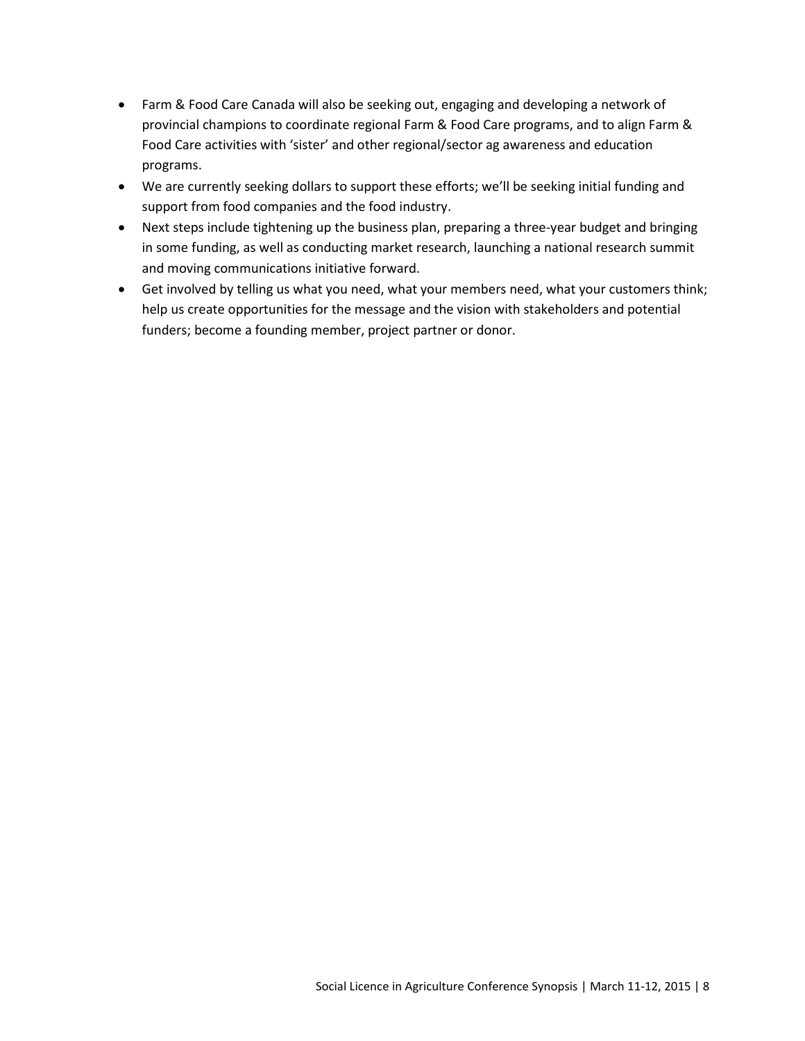- Farm & Food Care Canada will also be seeking out, engaging and developing a network of provincial champions to coordinate regional Farm & Food Care programs, and to align Farm & Food Care activities with 'sister' and other regional/sector ag awareness and education programs.
- We are currently seeking dollars to support these efforts; we'll be seeking initial funding and support from food companies and the food industry.
- Next steps include tightening up the business plan, preparing a three-year budget and bringing in some funding, as well as conducting market research, launching a national research summit and moving communications initiative forward.
- Get involved by telling us what you need, what your members need, what your customers think; help us create opportunities for the message and the vision with stakeholders and potential funders; become a founding member, project partner or donor.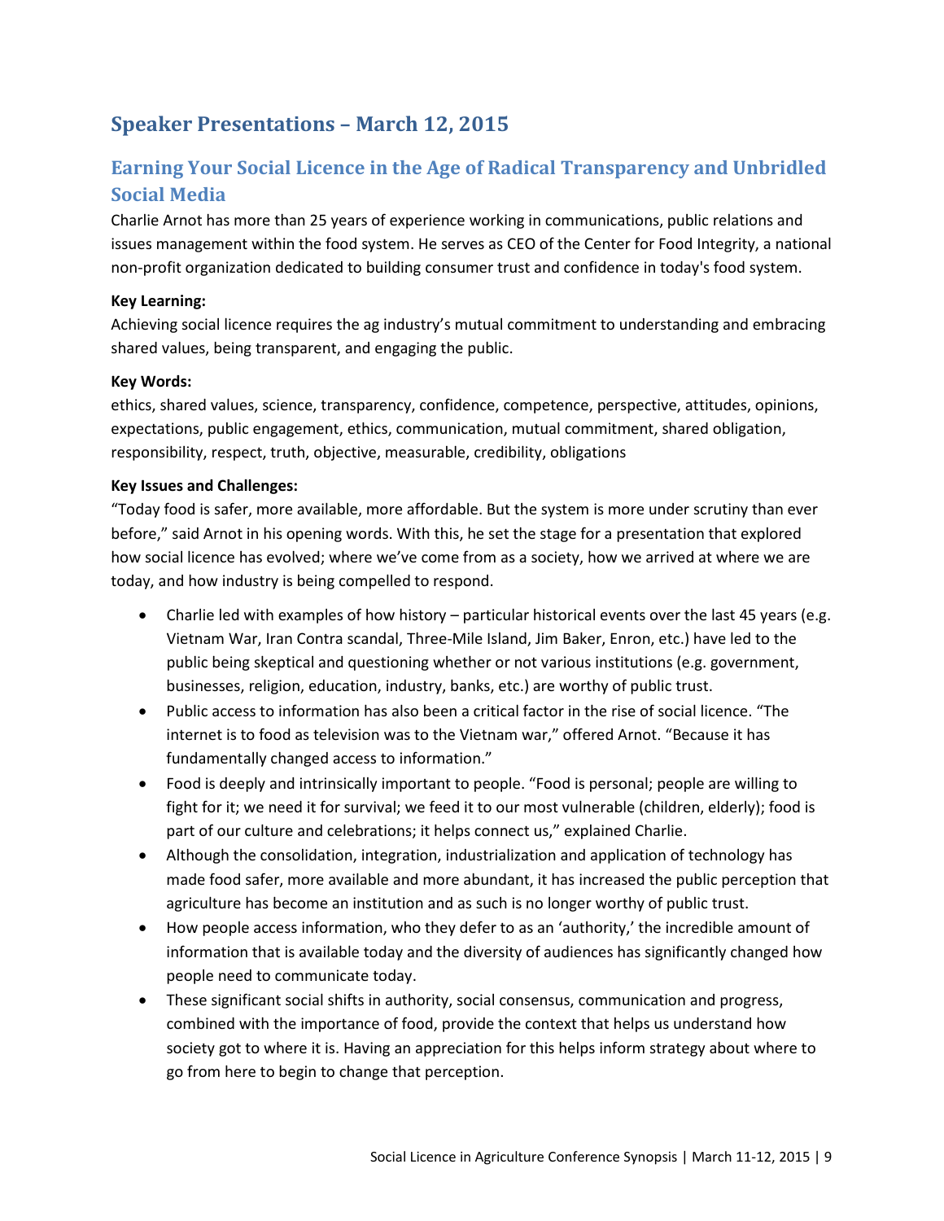## Speaker Presentations – March 12, 2015

### Earning Your Social Licence in the Age of Radical Transparency and Unbridled Social Media

Charlie Arnot has more than 25 years of experience working in communications, public relations and issues management within the food system. He serves as CEO of the Center for Food Integrity, a national non-profit organization dedicated to building consumer trust and confidence in today's food system.

**Key Learning:**

Achieving social licence requires the ag industry's mutual commitment to understanding and embracing shared values, being transparent, and engaging the public.

**Key Words:**

ethics, shared values, science, transparency, confidence, competence, perspective, attitudes, opinions, expectations, public engagement, ethics, communication, mutual commitment, shared obligation, responsibility, respect, truth, objective, measurable, credibility, obligations

**Key Issues and Challenges:**

"Today food is safer, more available, more affordable. But the system is more under scrutiny than ever before," said Arnot in his opening words. With this, he set the stage for a presentation that explored how social licence has evolved; where we've come from as a society, how we arrived at where we are today, and how industry is being compelled to respond.

- Charlie led with examples of how history – particular historical events over the last 45 years (e.g. Vietnam War, Iran Contra scandal, Three-Mile Island, Jim Baker, Enron, etc.) have led to the public being skeptical and questioning whether or not various institutions (e.g. government, businesses, religion, education, industry, banks, etc.) are worthy of public trust.
- Public access to information has also been a critical factor in the rise of social licence. "The internet is to food as television was to the Vietnam war," offered Arnot. "Because it has fundamentally changed access to information."
- Food is deeply and intrinsically important to people. "Food is personal; people are willing to fight for it; we need it for survival; we feed it to our most vulnerable (children, elderly); food is part of our culture and celebrations; it helps connect us," explained Charlie.
- Although the consolidation, integration, industrialization and application of technology has made food safer, more available and more abundant, it has increased the public perception that agriculture has become an institution and as such is no longer worthy of public trust.
- How people access information, who they defer to as an 'authority,' the incredible amount of information that is available today and the diversity of audiences has significantly changed how people need to communicate today.
- These significant social shifts in authority, social consensus, communication and progress, combined with the importance of food, provide the context that helps us understand how society got to where it is. Having an appreciation for this helps inform strategy about where to go from here to begin to change that perception.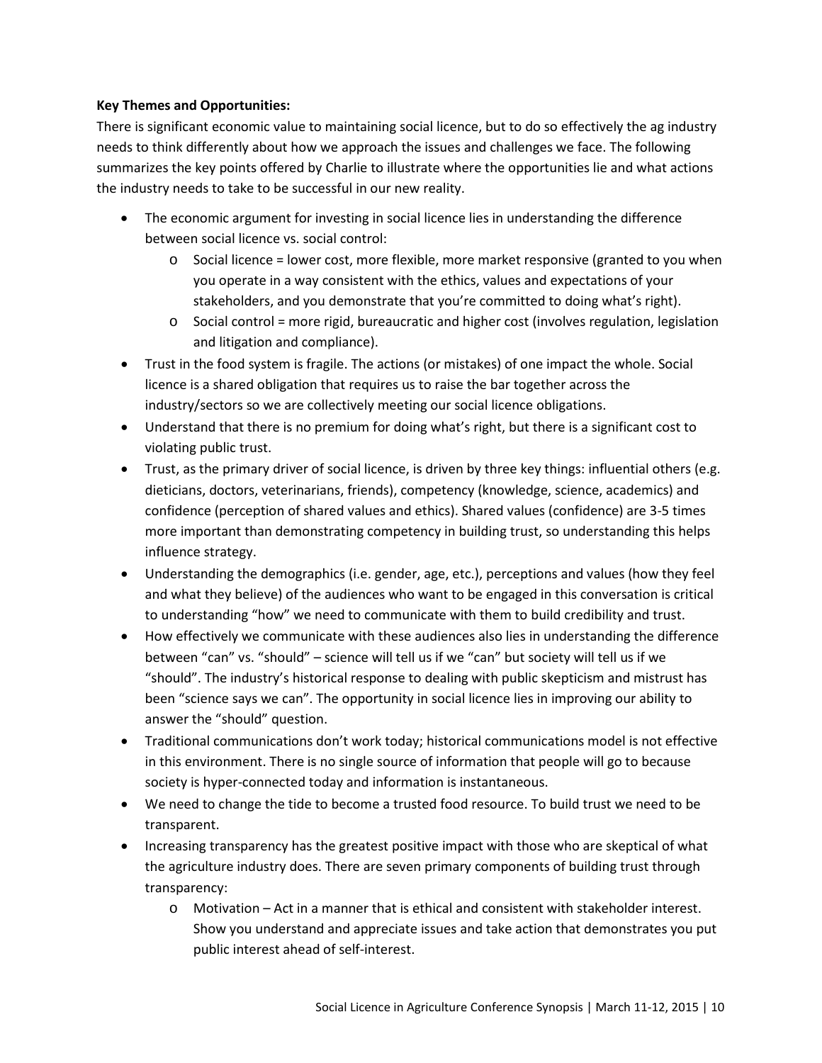**Key Themes and Opportunities:**

There is significant economic value to maintaining social licence, but to do so effectively the ag industry needs to think differently about how we approach the issues and challenges we face. The following summarizes the key points offered by Charlie to illustrate where the opportunities lie and what actions the industry needs to take to be successful in our new reality.

- The economic argument for investing in social licence lies in understanding the difference between social licence vs. social control:
    - Social licence = lower cost, more flexible, more market responsive (granted to you when you operate in a way consistent with the ethics, values and expectations of your stakeholders, and you demonstrate that you're committed to doing what's right).
    - Social control = more rigid, bureaucratic and higher cost (involves regulation, legislation and litigation and compliance).
- Trust in the food system is fragile. The actions (or mistakes) of one impact the whole. Social licence is a shared obligation that requires us to raise the bar together across the industry/sectors so we are collectively meeting our social licence obligations.
- Understand that there is no premium for doing what's right, but there is a significant cost to violating public trust.
- Trust, as the primary driver of social licence, is driven by three key things: influential others (e.g. dieticians, doctors, veterinarians, friends), competency (knowledge, science, academics) and confidence (perception of shared values and ethics). Shared values (confidence) are 3-5 times more important than demonstrating competency in building trust, so understanding this helps influence strategy.
- Understanding the demographics (i.e. gender, age, etc.), perceptions and values (how they feel and what they believe) of the audiences who want to be engaged in this conversation is critical to understanding "how" we need to communicate with them to build credibility and trust.
- How effectively we communicate with these audiences also lies in understanding the difference between "can" vs. "should" – science will tell us if we "can" but society will tell us if we "should". The industry's historical response to dealing with public skepticism and mistrust has been "science says we can". The opportunity in social licence lies in improving our ability to answer the "should" question.
- Traditional communications don't work today; historical communications model is not effective in this environment. There is no single source of information that people will go to because society is hyper-connected today and information is instantaneous.
- We need to change the tide to become a trusted food resource. To build trust we need to be transparent.
- Increasing transparency has the greatest positive impact with those who are skeptical of what the agriculture industry does. There are seven primary components of building trust through transparency:
    - Motivation – Act in a manner that is ethical and consistent with stakeholder interest. Show you understand and appreciate issues and take action that demonstrates you put public interest ahead of self-interest.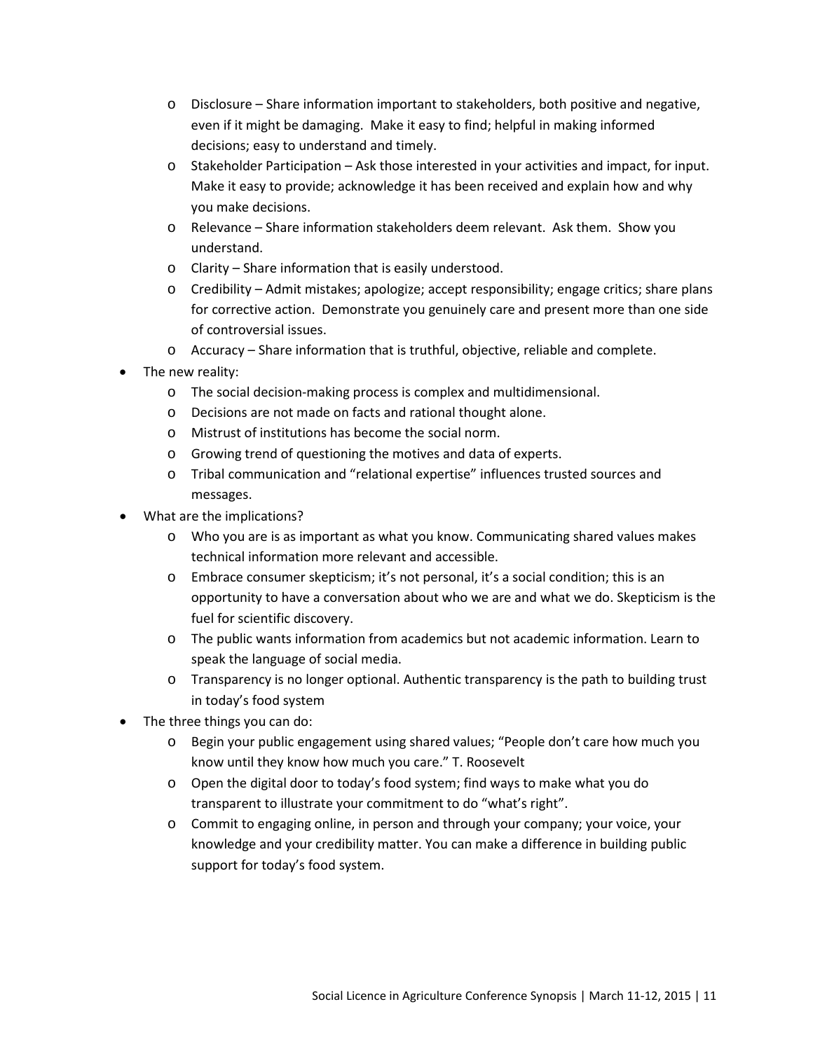- Disclosure – Share information important to stakeholders, both positive and negative, even if it might be damaging. Make it easy to find; helpful in making informed decisions; easy to understand and timely.
  - Stakeholder Participation – Ask those interested in your activities and impact, for input. Make it easy to provide; acknowledge it has been received and explain how and why you make decisions.
  - Relevance – Share information stakeholders deem relevant. Ask them. Show you understand.
  - Clarity – Share information that is easily understood.
  - Credibility – Admit mistakes; apologize; accept responsibility; engage critics; share plans for corrective action. Demonstrate you genuinely care and present more than one side of controversial issues.
  - Accuracy – Share information that is truthful, objective, reliable and complete.
- The new reality:
  - The social decision-making process is complex and multidimensional.
  - Decisions are not made on facts and rational thought alone.
  - Mistrust of institutions has become the social norm.
  - Growing trend of questioning the motives and data of experts.
  - Tribal communication and "relational expertise" influences trusted sources and messages.
- What are the implications?
  - Who you are is as important as what you know. Communicating shared values makes technical information more relevant and accessible.
  - Embrace consumer skepticism; it's not personal, it's a social condition; this is an opportunity to have a conversation about who we are and what we do. Skepticism is the fuel for scientific discovery.
  - The public wants information from academics but not academic information. Learn to speak the language of social media.
  - Transparency is no longer optional. Authentic transparency is the path to building trust in today's food system
- The three things you can do:
  - Begin your public engagement using shared values; "People don't care how much you know until they know how much you care." T. Roosevelt
  - Open the digital door to today's food system; find ways to make what you do transparent to illustrate your commitment to do "what's right".
  - Commit to engaging online, in person and through your company; your voice, your knowledge and your credibility matter. You can make a difference in building public support for today's food system.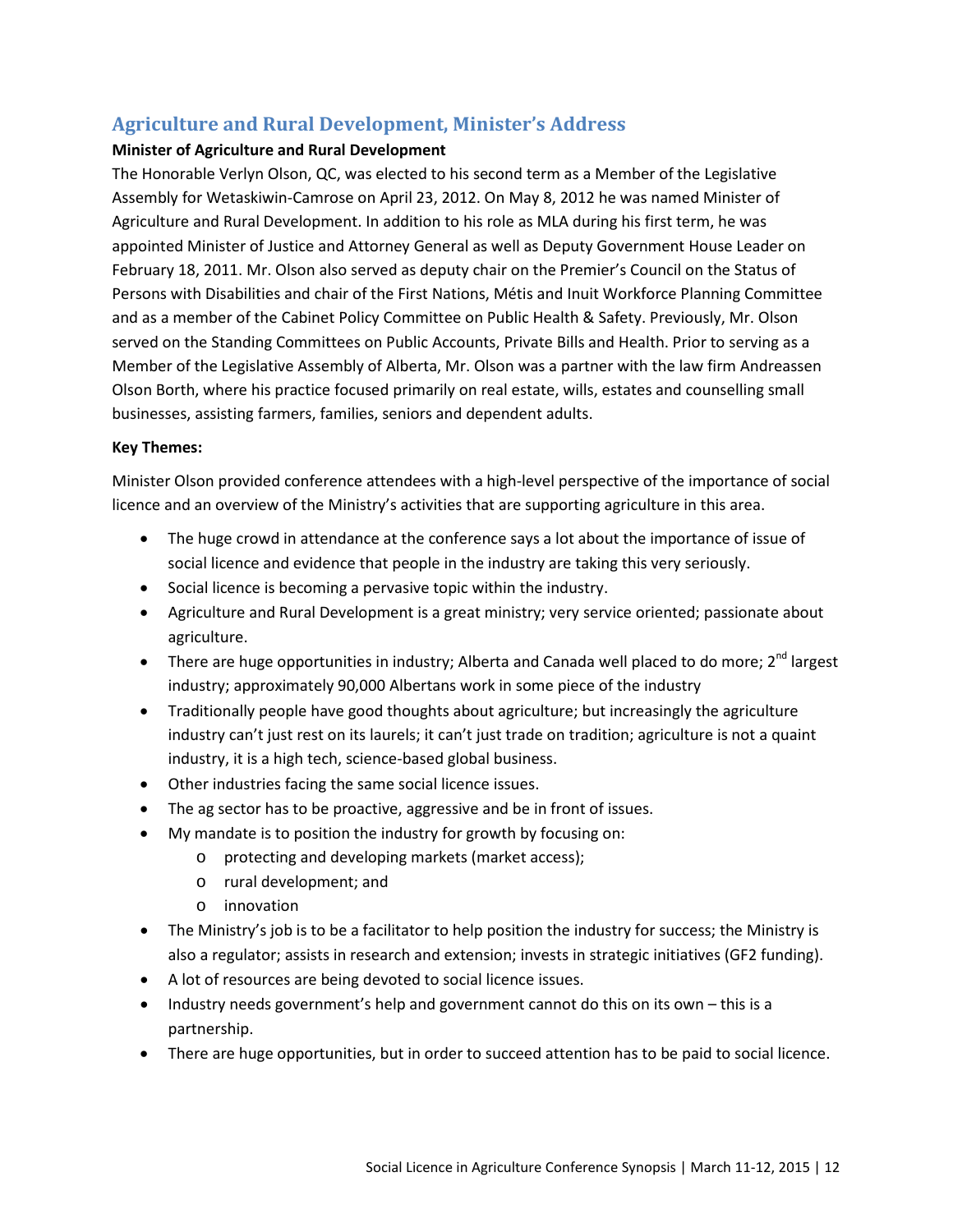## Agriculture and Rural Development, Minister's Address

**Minister of Agriculture and Rural Development**

The Honorable Verlyn Olson, QC, was elected to his second term as a Member of the Legislative Assembly for Wetaskiwin-Camrose on April 23, 2012. On May 8, 2012 he was named Minister of Agriculture and Rural Development. In addition to his role as MLA during his first term, he was appointed Minister of Justice and Attorney General as well as Deputy Government House Leader on February 18, 2011. Mr. Olson also served as deputy chair on the Premier's Council on the Status of Persons with Disabilities and chair of the First Nations, Métis and Inuit Workforce Planning Committee and as a member of the Cabinet Policy Committee on Public Health & Safety. Previously, Mr. Olson served on the Standing Committees on Public Accounts, Private Bills and Health. Prior to serving as a Member of the Legislative Assembly of Alberta, Mr. Olson was a partner with the law firm Andreassen Olson Borth, where his practice focused primarily on real estate, wills, estates and counselling small businesses, assisting farmers, families, seniors and dependent adults.

**Key Themes:**

Minister Olson provided conference attendees with a high-level perspective of the importance of social licence and an overview of the Ministry's activities that are supporting agriculture in this area.

- The huge crowd in attendance at the conference says a lot about the importance of issue of social licence and evidence that people in the industry are taking this very seriously.
- Social licence is becoming a pervasive topic within the industry.
- Agriculture and Rural Development is a great ministry; very service oriented; passionate about agriculture.
- There are huge opportunities in industry; Alberta and Canada well placed to do more; 2nd largest industry; approximately 90,000 Albertans work in some piece of the industry
- Traditionally people have good thoughts about agriculture; but increasingly the agriculture industry can't just rest on its laurels; it can't just trade on tradition; agriculture is not a quaint industry, it is a high tech, science-based global business.
- Other industries facing the same social licence issues.
- The ag sector has to be proactive, aggressive and be in front of issues.
- My mandate is to position the industry for growth by focusing on:
  - protecting and developing markets (market access);
  - rural development; and
  - innovation
- The Ministry's job is to be a facilitator to help position the industry for success; the Ministry is also a regulator; assists in research and extension; invests in strategic initiatives (GF2 funding).
- A lot of resources are being devoted to social licence issues.
- Industry needs government's help and government cannot do this on its own – this is a partnership.
- There are huge opportunities, but in order to succeed attention has to be paid to social licence.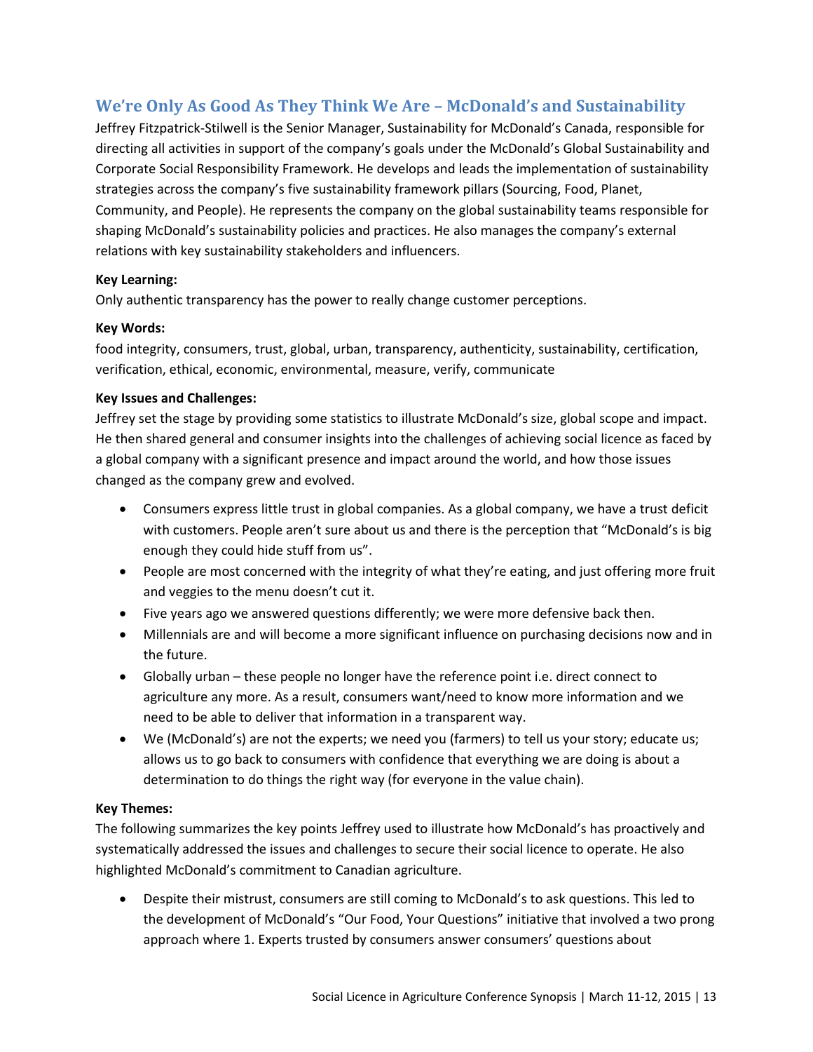## We're Only As Good As They Think We Are – McDonald's and Sustainability

Jeffrey Fitzpatrick-Stilwell is the Senior Manager, Sustainability for McDonald's Canada, responsible for directing all activities in support of the company's goals under the McDonald's Global Sustainability and Corporate Social Responsibility Framework. He develops and leads the implementation of sustainability strategies across the company's five sustainability framework pillars (Sourcing, Food, Planet, Community, and People). He represents the company on the global sustainability teams responsible for shaping McDonald's sustainability policies and practices. He also manages the company's external relations with key sustainability stakeholders and influencers.

**Key Learning:**

Only authentic transparency has the power to really change customer perceptions.

**Key Words:**

food integrity, consumers, trust, global, urban, transparency, authenticity, sustainability, certification, verification, ethical, economic, environmental, measure, verify, communicate

**Key Issues and Challenges:**

Jeffrey set the stage by providing some statistics to illustrate McDonald's size, global scope and impact. He then shared general and consumer insights into the challenges of achieving social licence as faced by a global company with a significant presence and impact around the world, and how those issues changed as the company grew and evolved.

- Consumers express little trust in global companies. As a global company, we have a trust deficit with customers. People aren't sure about us and there is the perception that "McDonald's is big enough they could hide stuff from us".
- People are most concerned with the integrity of what they're eating, and just offering more fruit and veggies to the menu doesn't cut it.
- Five years ago we answered questions differently; we were more defensive back then.
- Millennials are and will become a more significant influence on purchasing decisions now and in the future.
- Globally urban – these people no longer have the reference point i.e. direct connect to agriculture any more. As a result, consumers want/need to know more information and we need to be able to deliver that information in a transparent way.
- We (McDonald's) are not the experts; we need you (farmers) to tell us your story; educate us; allows us to go back to consumers with confidence that everything we are doing is about a determination to do things the right way (for everyone in the value chain).

**Key Themes:**

The following summarizes the key points Jeffrey used to illustrate how McDonald's has proactively and systematically addressed the issues and challenges to secure their social licence to operate. He also highlighted McDonald's commitment to Canadian agriculture.

- Despite their mistrust, consumers are still coming to McDonald's to ask questions. This led to the development of McDonald's "Our Food, Your Questions" initiative that involved a two prong approach where 1. Experts trusted by consumers answer consumers' questions about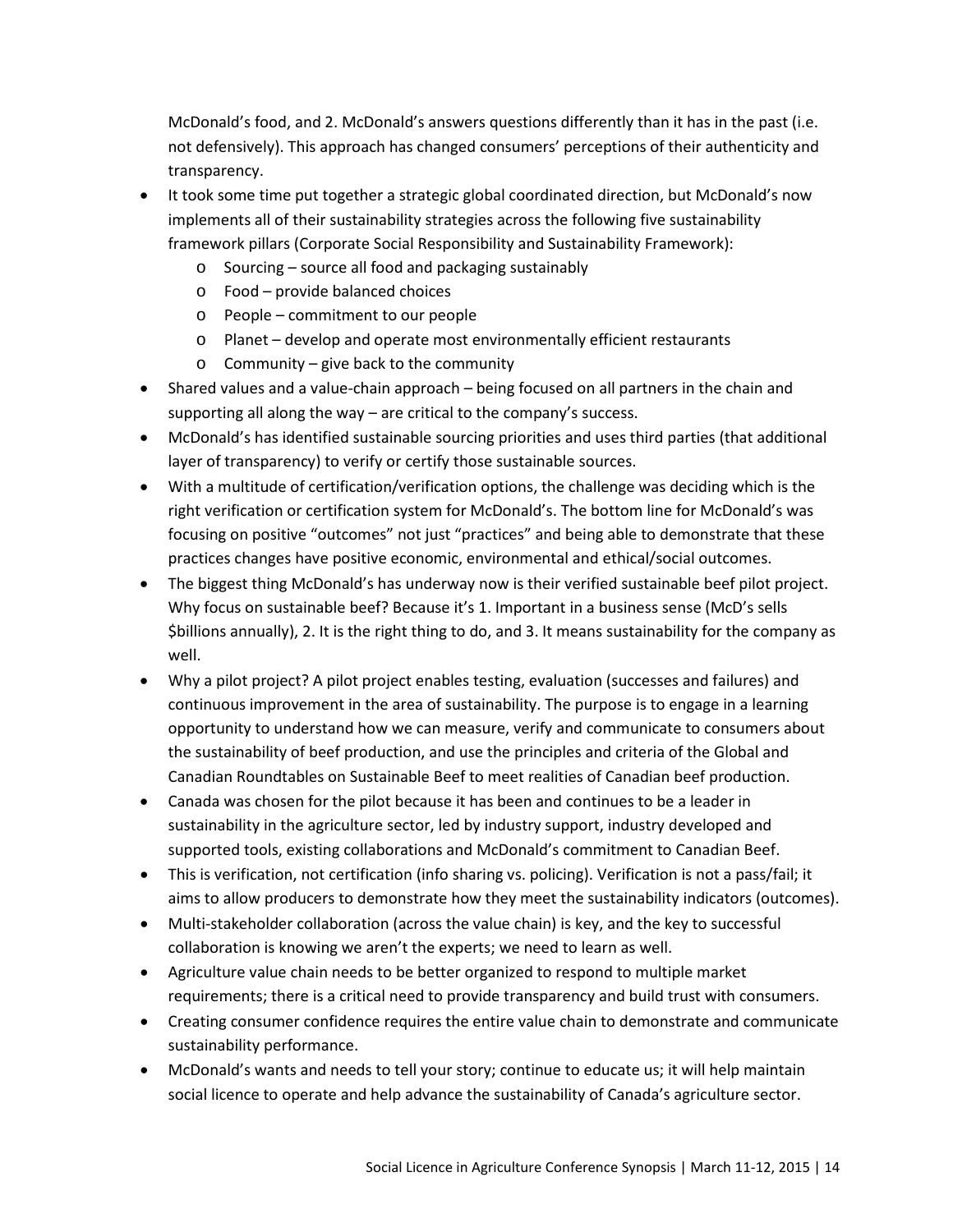McDonald's food, and 2. McDonald's answers questions differently than it has in the past (i.e. not defensively). This approach has changed consumers' perceptions of their authenticity and transparency.

- It took some time put together a strategic global coordinated direction, but McDonald's now implements all of their sustainability strategies across the following five sustainability framework pillars (Corporate Social Responsibility and Sustainability Framework):
    - Sourcing – source all food and packaging sustainably
    - Food – provide balanced choices
    - People – commitment to our people
    - Planet – develop and operate most environmentally efficient restaurants
    - Community – give back to the community
- Shared values and a value-chain approach – being focused on all partners in the chain and supporting all along the way – are critical to the company's success.
- McDonald's has identified sustainable sourcing priorities and uses third parties (that additional layer of transparency) to verify or certify those sustainable sources.
- With a multitude of certification/verification options, the challenge was deciding which is the right verification or certification system for McDonald's. The bottom line for McDonald's was focusing on positive "outcomes" not just "practices" and being able to demonstrate that these practices changes have positive economic, environmental and ethical/social outcomes.
- The biggest thing McDonald's has underway now is their verified sustainable beef pilot project. Why focus on sustainable beef? Because it's 1. Important in a business sense (McD's sells $billions annually), 2. It is the right thing to do, and 3. It means sustainability for the company as well.
- Why a pilot project? A pilot project enables testing, evaluation (successes and failures) and continuous improvement in the area of sustainability. The purpose is to engage in a learning opportunity to understand how we can measure, verify and communicate to consumers about the sustainability of beef production, and use the principles and criteria of the Global and Canadian Roundtables on Sustainable Beef to meet realities of Canadian beef production.
- Canada was chosen for the pilot because it has been and continues to be a leader in sustainability in the agriculture sector, led by industry support, industry developed and supported tools, existing collaborations and McDonald's commitment to Canadian Beef.
- This is verification, not certification (info sharing vs. policing). Verification is not a pass/fail; it aims to allow producers to demonstrate how they meet the sustainability indicators (outcomes).
- Multi-stakeholder collaboration (across the value chain) is key, and the key to successful collaboration is knowing we aren't the experts; we need to learn as well.
- Agriculture value chain needs to be better organized to respond to multiple market requirements; there is a critical need to provide transparency and build trust with consumers.
- Creating consumer confidence requires the entire value chain to demonstrate and communicate sustainability performance.
- McDonald's wants and needs to tell your story; continue to educate us; it will help maintain social licence to operate and help advance the sustainability of Canada's agriculture sector.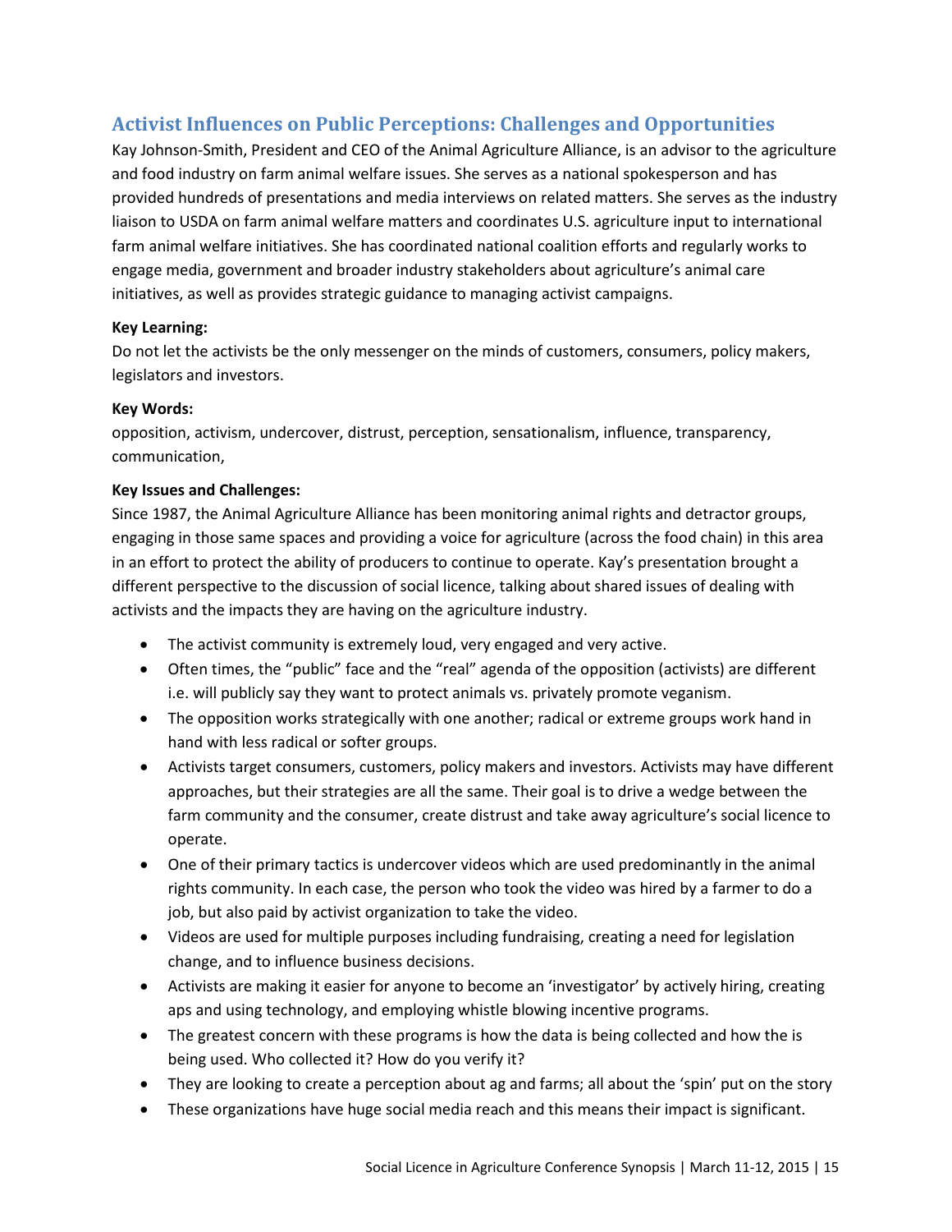## Activist Influences on Public Perceptions: Challenges and Opportunities

Kay Johnson-Smith, President and CEO of the Animal Agriculture Alliance, is an advisor to the agriculture and food industry on farm animal welfare issues. She serves as a national spokesperson and has provided hundreds of presentations and media interviews on related matters. She serves as the industry liaison to USDA on farm animal welfare matters and coordinates U.S. agriculture input to international farm animal welfare initiatives. She has coordinated national coalition efforts and regularly works to engage media, government and broader industry stakeholders about agriculture's animal care initiatives, as well as provides strategic guidance to managing activist campaigns.

**Key Learning:**

Do not let the activists be the only messenger on the minds of customers, consumers, policy makers, legislators and investors.

**Key Words:**

opposition, activism, undercover, distrust, perception, sensationalism, influence, transparency, communication,

**Key Issues and Challenges:**

Since 1987, the Animal Agriculture Alliance has been monitoring animal rights and detractor groups, engaging in those same spaces and providing a voice for agriculture (across the food chain) in this area in an effort to protect the ability of producers to continue to operate. Kay's presentation brought a different perspective to the discussion of social licence, talking about shared issues of dealing with activists and the impacts they are having on the agriculture industry.

- The activist community is extremely loud, very engaged and very active.
- Often times, the "public" face and the "real" agenda of the opposition (activists) are different i.e. will publicly say they want to protect animals vs. privately promote veganism.
- The opposition works strategically with one another; radical or extreme groups work hand in hand with less radical or softer groups.
- Activists target consumers, customers, policy makers and investors. Activists may have different approaches, but their strategies are all the same. Their goal is to drive a wedge between the farm community and the consumer, create distrust and take away agriculture's social licence to operate.
- One of their primary tactics is undercover videos which are used predominantly in the animal rights community. In each case, the person who took the video was hired by a farmer to do a job, but also paid by activist organization to take the video.
- Videos are used for multiple purposes including fundraising, creating a need for legislation change, and to influence business decisions.
- Activists are making it easier for anyone to become an 'investigator' by actively hiring, creating aps and using technology, and employing whistle blowing incentive programs.
- The greatest concern with these programs is how the data is being collected and how the is being used. Who collected it? How do you verify it?
- They are looking to create a perception about ag and farms; all about the 'spin' put on the story
- These organizations have huge social media reach and this means their impact is significant.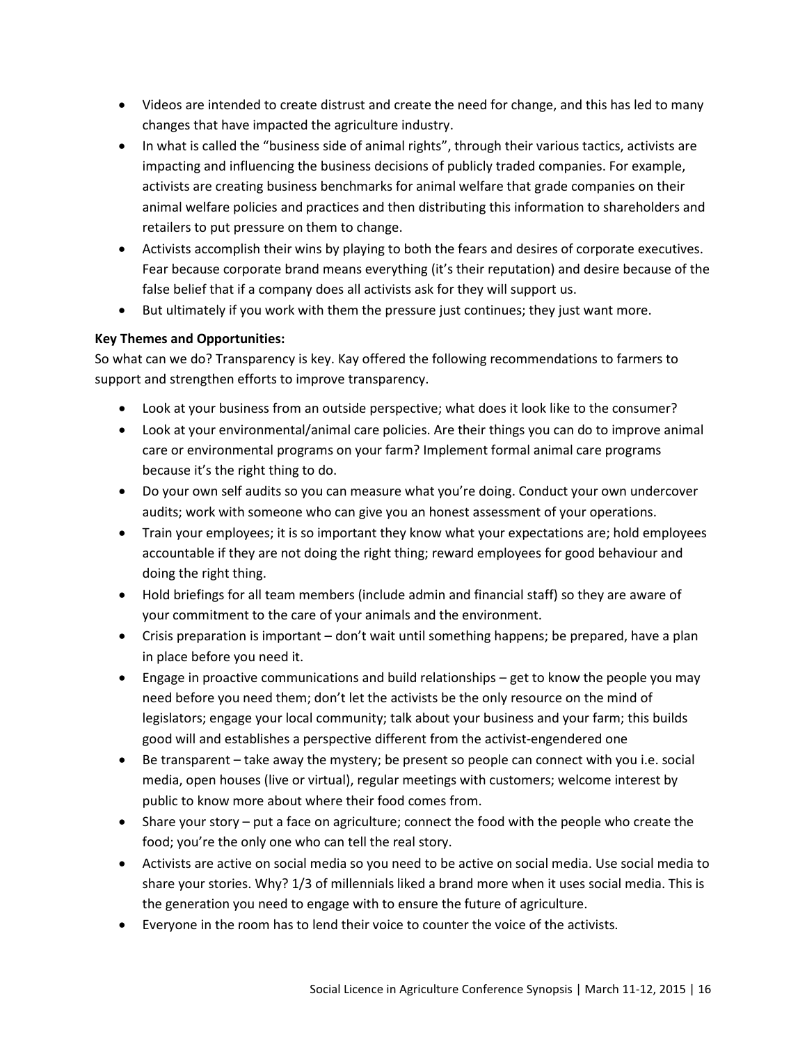- Videos are intended to create distrust and create the need for change, and this has led to many changes that have impacted the agriculture industry.
- In what is called the "business side of animal rights", through their various tactics, activists are impacting and influencing the business decisions of publicly traded companies. For example, activists are creating business benchmarks for animal welfare that grade companies on their animal welfare policies and practices and then distributing this information to shareholders and retailers to put pressure on them to change.
- Activists accomplish their wins by playing to both the fears and desires of corporate executives. Fear because corporate brand means everything (it's their reputation) and desire because of the false belief that if a company does all activists ask for they will support us.
- But ultimately if you work with them the pressure just continues; they just want more.

**Key Themes and Opportunities:**

So what can we do? Transparency is key. Kay offered the following recommendations to farmers to support and strengthen efforts to improve transparency.

- Look at your business from an outside perspective; what does it look like to the consumer?
- Look at your environmental/animal care policies. Are their things you can do to improve animal care or environmental programs on your farm? Implement formal animal care programs because it's the right thing to do.
- Do your own self audits so you can measure what you're doing. Conduct your own undercover audits; work with someone who can give you an honest assessment of your operations.
- Train your employees; it is so important they know what your expectations are; hold employees accountable if they are not doing the right thing; reward employees for good behaviour and doing the right thing.
- Hold briefings for all team members (include admin and financial staff) so they are aware of your commitment to the care of your animals and the environment.
- Crisis preparation is important – don't wait until something happens; be prepared, have a plan in place before you need it.
- Engage in proactive communications and build relationships – get to know the people you may need before you need them; don't let the activists be the only resource on the mind of legislators; engage your local community; talk about your business and your farm; this builds good will and establishes a perspective different from the activist-engendered one
- Be transparent – take away the mystery; be present so people can connect with you i.e. social media, open houses (live or virtual), regular meetings with customers; welcome interest by public to know more about where their food comes from.
- Share your story – put a face on agriculture; connect the food with the people who create the food; you're the only one who can tell the real story.
- Activists are active on social media so you need to be active on social media. Use social media to share your stories. Why? 1/3 of millennials liked a brand more when it uses social media. This is the generation you need to engage with to ensure the future of agriculture.
- Everyone in the room has to lend their voice to counter the voice of the activists.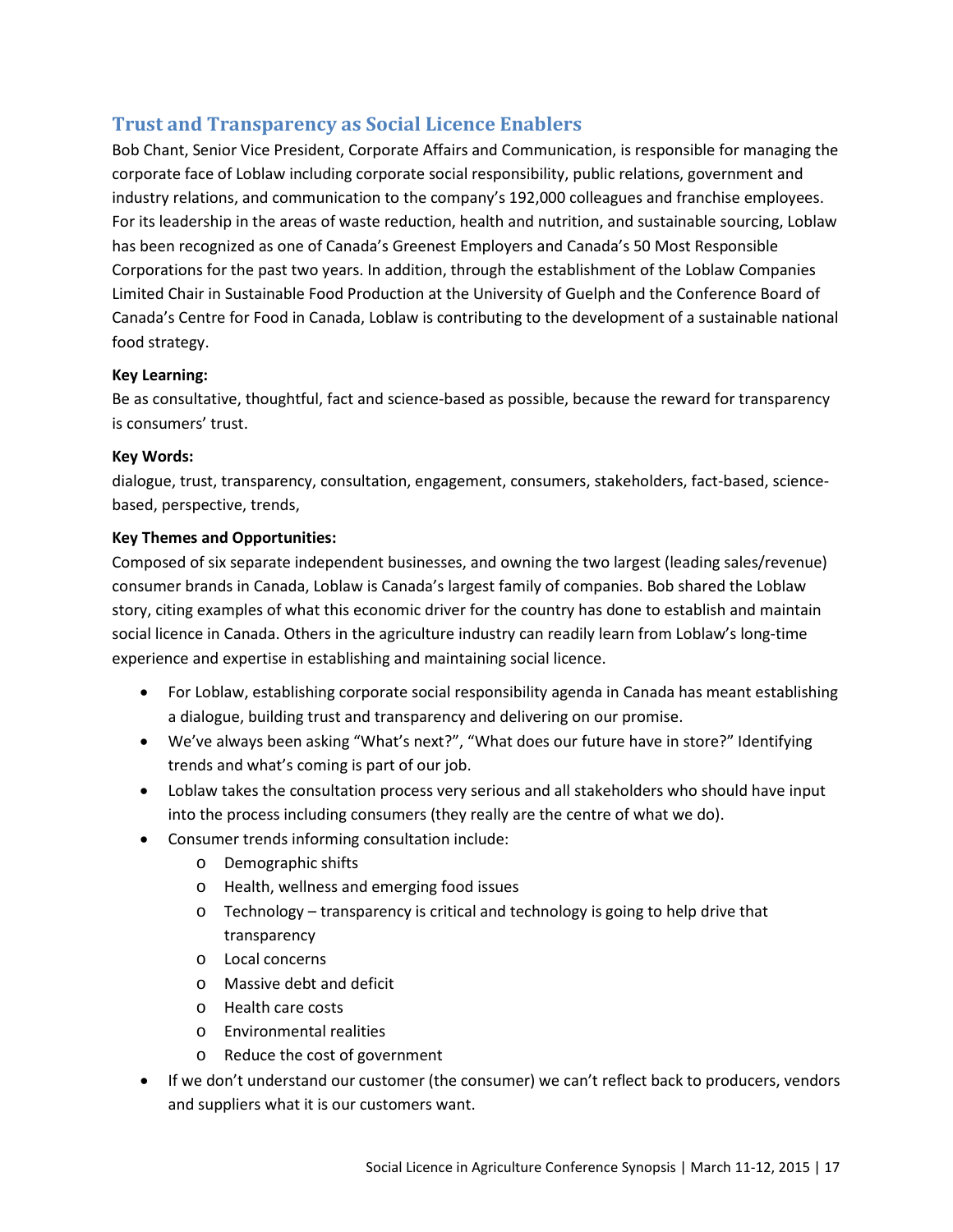## Trust and Transparency as Social Licence Enablers

Bob Chant, Senior Vice President, Corporate Affairs and Communication, is responsible for managing the corporate face of Loblaw including corporate social responsibility, public relations, government and industry relations, and communication to the company's 192,000 colleagues and franchise employees. For its leadership in the areas of waste reduction, health and nutrition, and sustainable sourcing, Loblaw has been recognized as one of Canada's Greenest Employers and Canada's 50 Most Responsible Corporations for the past two years. In addition, through the establishment of the Loblaw Companies Limited Chair in Sustainable Food Production at the University of Guelph and the Conference Board of Canada's Centre for Food in Canada, Loblaw is contributing to the development of a sustainable national food strategy.

**Key Learning:**

Be as consultative, thoughtful, fact and science-based as possible, because the reward for transparency is consumers' trust.

**Key Words:**

dialogue, trust, transparency, consultation, engagement, consumers, stakeholders, fact-based, science-based, perspective, trends,

**Key Themes and Opportunities:**

Composed of six separate independent businesses, and owning the two largest (leading sales/revenue) consumer brands in Canada, Loblaw is Canada's largest family of companies. Bob shared the Loblaw story, citing examples of what this economic driver for the country has done to establish and maintain social licence in Canada. Others in the agriculture industry can readily learn from Loblaw's long-time experience and expertise in establishing and maintaining social licence.

- For Loblaw, establishing corporate social responsibility agenda in Canada has meant establishing a dialogue, building trust and transparency and delivering on our promise.
- We've always been asking "What's next?", "What does our future have in store?" Identifying trends and what's coming is part of our job.
- Loblaw takes the consultation process very serious and all stakeholders who should have input into the process including consumers (they really are the centre of what we do).
- Consumer trends informing consultation include:
  - Demographic shifts
  - Health, wellness and emerging food issues
  - Technology – transparency is critical and technology is going to help drive that transparency
  - Local concerns
  - Massive debt and deficit
  - Health care costs
  - Environmental realities
  - Reduce the cost of government
- If we don't understand our customer (the consumer) we can't reflect back to producers, vendors and suppliers what it is our customers want.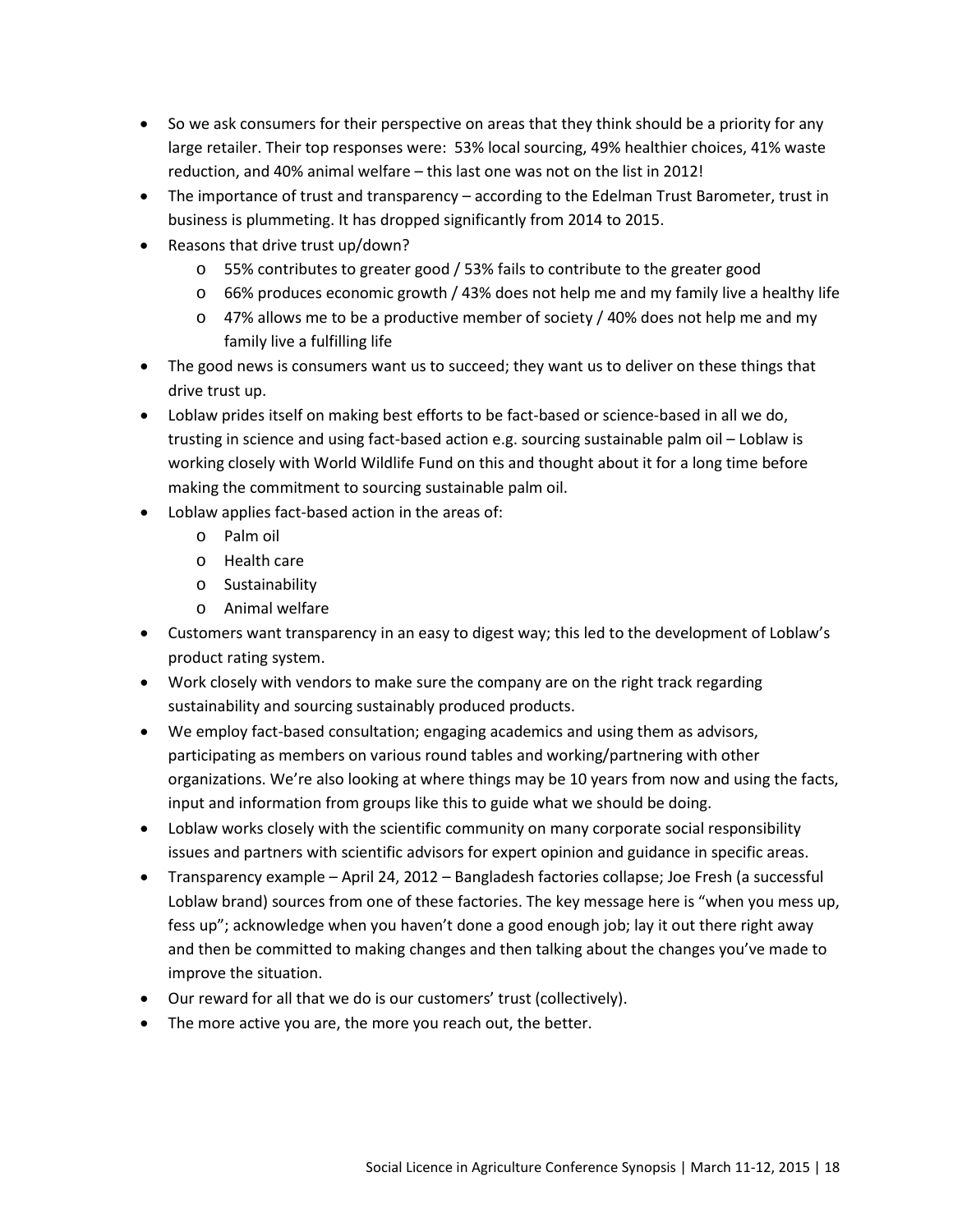- So we ask consumers for their perspective on areas that they think should be a priority for any large retailer. Their top responses were: 53% local sourcing, 49% healthier choices, 41% waste reduction, and 40% animal welfare – this last one was not on the list in 2012!
- The importance of trust and transparency – according to the Edelman Trust Barometer, trust in business is plummeting. It has dropped significantly from 2014 to 2015.
- Reasons that drive trust up/down?
  - 55% contributes to greater good / 53% fails to contribute to the greater good
  - 66% produces economic growth / 43% does not help me and my family live a healthy life
  - 47% allows me to be a productive member of society / 40% does not help me and my family live a fulfilling life
- The good news is consumers want us to succeed; they want us to deliver on these things that drive trust up.
- Loblaw prides itself on making best efforts to be fact-based or science-based in all we do, trusting in science and using fact-based action e.g. sourcing sustainable palm oil – Loblaw is working closely with World Wildlife Fund on this and thought about it for a long time before making the commitment to sourcing sustainable palm oil.
- Loblaw applies fact-based action in the areas of:
  - Palm oil
  - Health care
  - Sustainability
  - Animal welfare
- Customers want transparency in an easy to digest way; this led to the development of Loblaw's product rating system.
- Work closely with vendors to make sure the company are on the right track regarding sustainability and sourcing sustainably produced products.
- We employ fact-based consultation; engaging academics and using them as advisors, participating as members on various round tables and working/partnering with other organizations. We're also looking at where things may be 10 years from now and using the facts, input and information from groups like this to guide what we should be doing.
- Loblaw works closely with the scientific community on many corporate social responsibility issues and partners with scientific advisors for expert opinion and guidance in specific areas.
- Transparency example – April 24, 2012 – Bangladesh factories collapse; Joe Fresh (a successful Loblaw brand) sources from one of these factories. The key message here is "when you mess up, fess up"; acknowledge when you haven't done a good enough job; lay it out there right away and then be committed to making changes and then talking about the changes you've made to improve the situation.
- Our reward for all that we do is our customers' trust (collectively).
- The more active you are, the more you reach out, the better.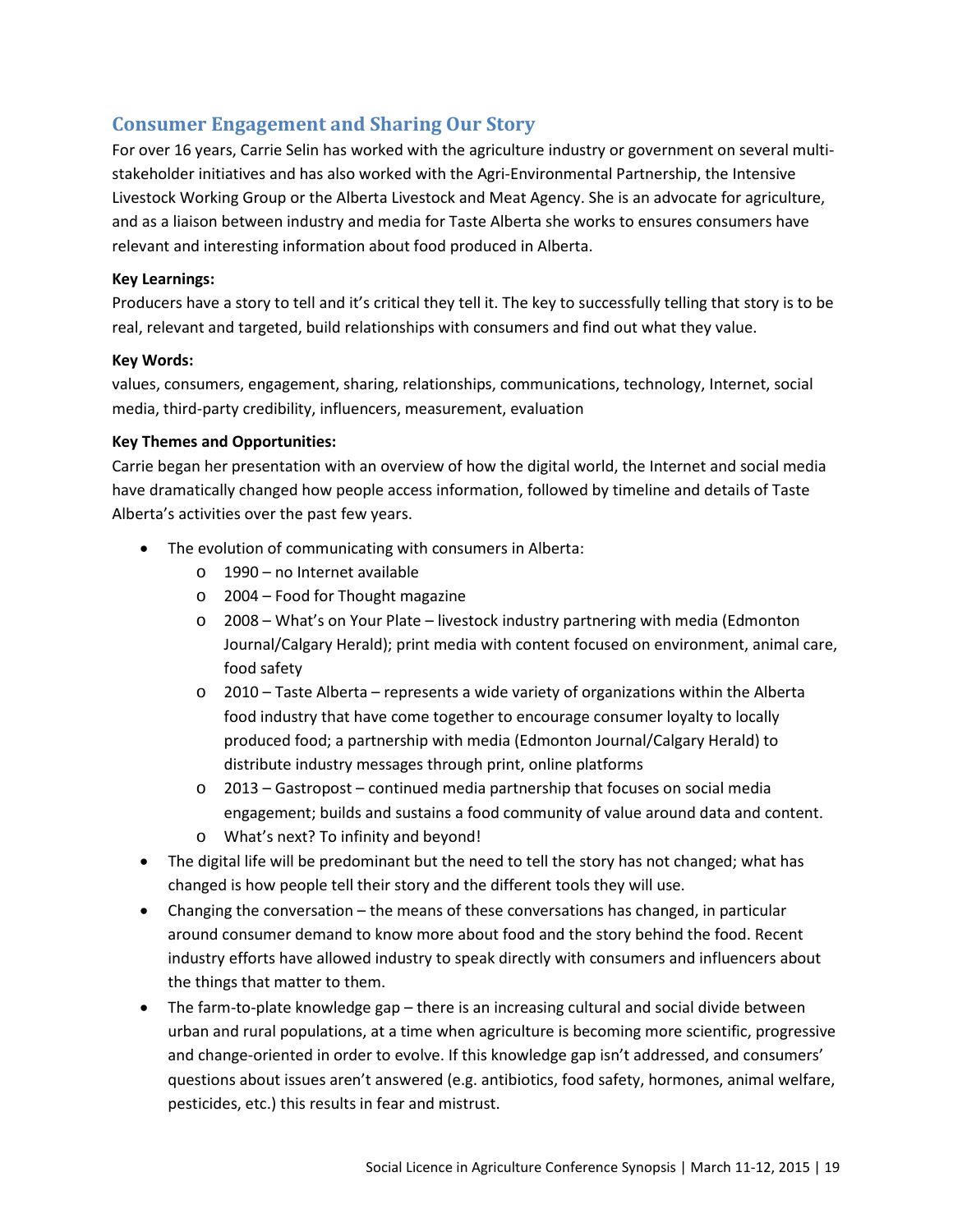## Consumer Engagement and Sharing Our Story

For over 16 years, Carrie Selin has worked with the agriculture industry or government on several multi-stakeholder initiatives and has also worked with the Agri-Environmental Partnership, the Intensive Livestock Working Group or the Alberta Livestock and Meat Agency. She is an advocate for agriculture, and as a liaison between industry and media for Taste Alberta she works to ensures consumers have relevant and interesting information about food produced in Alberta.

**Key Learnings:**

Producers have a story to tell and it's critical they tell it. The key to successfully telling that story is to be real, relevant and targeted, build relationships with consumers and find out what they value.

**Key Words:**

values, consumers, engagement, sharing, relationships, communications, technology, Internet, social media, third-party credibility, influencers, measurement, evaluation

**Key Themes and Opportunities:**

Carrie began her presentation with an overview of how the digital world, the Internet and social media have dramatically changed how people access information, followed by timeline and details of Taste Alberta's activities over the past few years.

- The evolution of communicating with consumers in Alberta:
  - 1990 – no Internet available
  - 2004 – Food for Thought magazine
  - 2008 – What's on Your Plate – livestock industry partnering with media (Edmonton Journal/Calgary Herald); print media with content focused on environment, animal care, food safety
  - 2010 – Taste Alberta – represents a wide variety of organizations within the Alberta food industry that have come together to encourage consumer loyalty to locally produced food; a partnership with media (Edmonton Journal/Calgary Herald) to distribute industry messages through print, online platforms
  - 2013 – Gastropost – continued media partnership that focuses on social media engagement; builds and sustains a food community of value around data and content.
  - What's next? To infinity and beyond!
- The digital life will be predominant but the need to tell the story has not changed; what has changed is how people tell their story and the different tools they will use.
- Changing the conversation – the means of these conversations has changed, in particular around consumer demand to know more about food and the story behind the food. Recent industry efforts have allowed industry to speak directly with consumers and influencers about the things that matter to them.
- The farm-to-plate knowledge gap – there is an increasing cultural and social divide between urban and rural populations, at a time when agriculture is becoming more scientific, progressive and change-oriented in order to evolve. If this knowledge gap isn't addressed, and consumers' questions about issues aren't answered (e.g. antibiotics, food safety, hormones, animal welfare, pesticides, etc.) this results in fear and mistrust.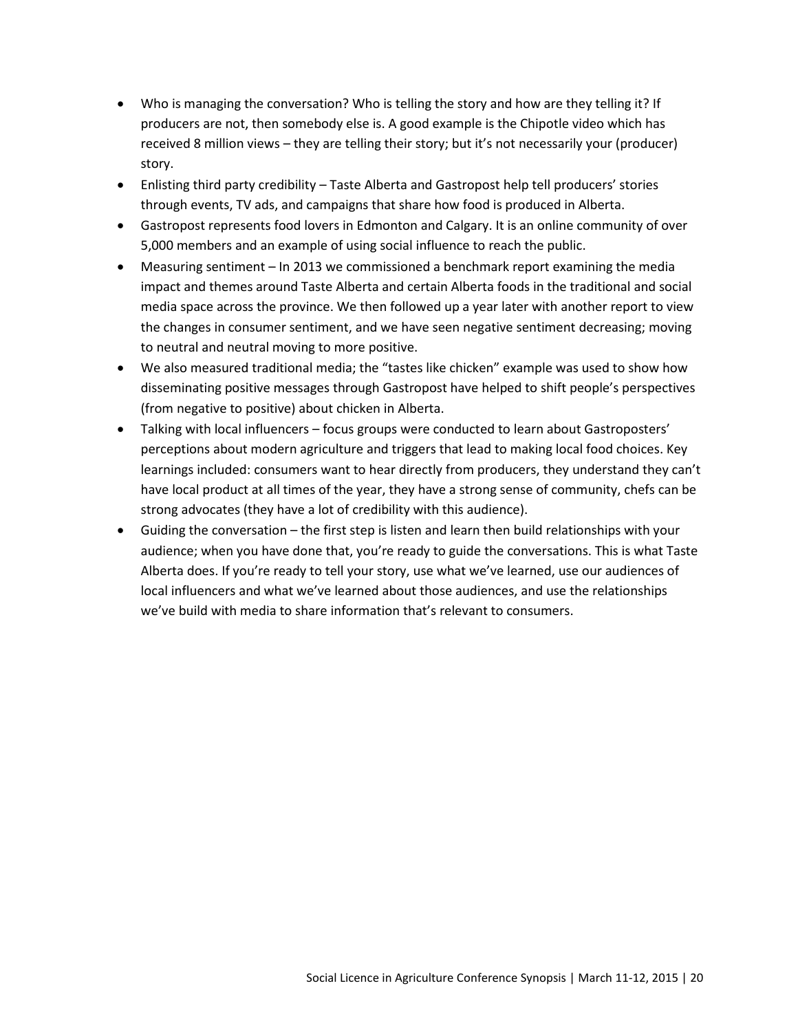- Who is managing the conversation? Who is telling the story and how are they telling it? If producers are not, then somebody else is. A good example is the Chipotle video which has received 8 million views – they are telling their story; but it's not necessarily your (producer) story.
- Enlisting third party credibility – Taste Alberta and Gastropost help tell producers' stories through events, TV ads, and campaigns that share how food is produced in Alberta.
- Gastropost represents food lovers in Edmonton and Calgary. It is an online community of over 5,000 members and an example of using social influence to reach the public.
- Measuring sentiment – In 2013 we commissioned a benchmark report examining the media impact and themes around Taste Alberta and certain Alberta foods in the traditional and social media space across the province. We then followed up a year later with another report to view the changes in consumer sentiment, and we have seen negative sentiment decreasing; moving to neutral and neutral moving to more positive.
- We also measured traditional media; the "tastes like chicken" example was used to show how disseminating positive messages through Gastropost have helped to shift people's perspectives (from negative to positive) about chicken in Alberta.
- Talking with local influencers – focus groups were conducted to learn about Gastroposters' perceptions about modern agriculture and triggers that lead to making local food choices. Key learnings included: consumers want to hear directly from producers, they understand they can't have local product at all times of the year, they have a strong sense of community, chefs can be strong advocates (they have a lot of credibility with this audience).
- Guiding the conversation – the first step is listen and learn then build relationships with your audience; when you have done that, you're ready to guide the conversations. This is what Taste Alberta does. If you're ready to tell your story, use what we've learned, use our audiences of local influencers and what we've learned about those audiences, and use the relationships we've build with media to share information that's relevant to consumers.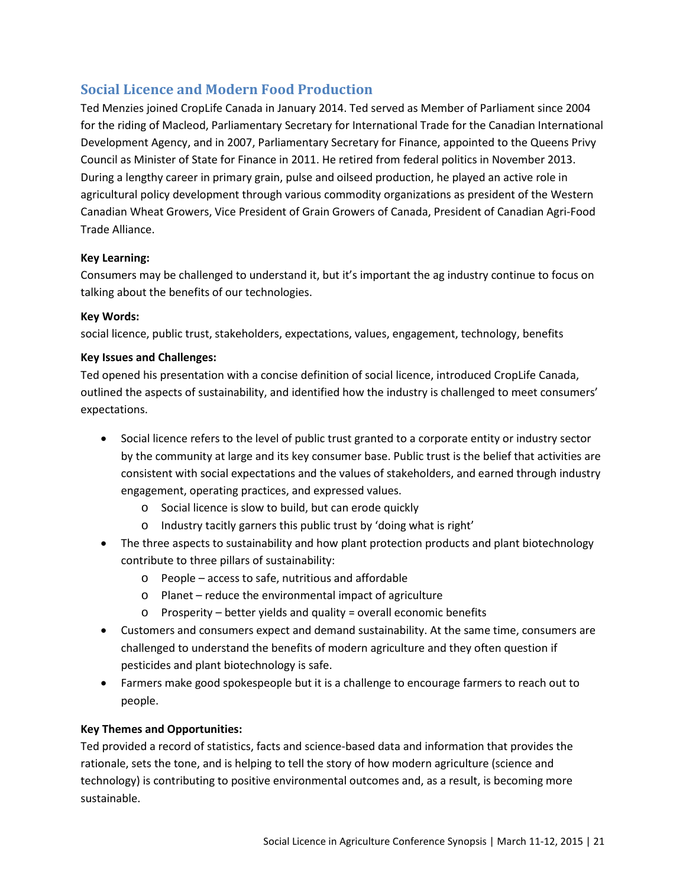## Social Licence and Modern Food Production

Ted Menzies joined CropLife Canada in January 2014. Ted served as Member of Parliament since 2004 for the riding of Macleod, Parliamentary Secretary for International Trade for the Canadian International Development Agency, and in 2007, Parliamentary Secretary for Finance, appointed to the Queens Privy Council as Minister of State for Finance in 2011. He retired from federal politics in November 2013. During a lengthy career in primary grain, pulse and oilseed production, he played an active role in agricultural policy development through various commodity organizations as president of the Western Canadian Wheat Growers, Vice President of Grain Growers of Canada, President of Canadian Agri-Food Trade Alliance.

**Key Learning:**

Consumers may be challenged to understand it, but it's important the ag industry continue to focus on talking about the benefits of our technologies.

**Key Words:**

social licence, public trust, stakeholders, expectations, values, engagement, technology, benefits

**Key Issues and Challenges:**

Ted opened his presentation with a concise definition of social licence, introduced CropLife Canada, outlined the aspects of sustainability, and identified how the industry is challenged to meet consumers' expectations.

- Social licence refers to the level of public trust granted to a corporate entity or industry sector by the community at large and its key consumer base. Public trust is the belief that activities are consistent with social expectations and the values of stakeholders, and earned through industry engagement, operating practices, and expressed values.
  - Social licence is slow to build, but can erode quickly
  - Industry tacitly garners this public trust by 'doing what is right'
- The three aspects to sustainability and how plant protection products and plant biotechnology contribute to three pillars of sustainability:
  - People – access to safe, nutritious and affordable
  - Planet – reduce the environmental impact of agriculture
  - Prosperity – better yields and quality = overall economic benefits
- Customers and consumers expect and demand sustainability. At the same time, consumers are challenged to understand the benefits of modern agriculture and they often question if pesticides and plant biotechnology is safe.
- Farmers make good spokespeople but it is a challenge to encourage farmers to reach out to people.

**Key Themes and Opportunities:**

Ted provided a record of statistics, facts and science-based data and information that provides the rationale, sets the tone, and is helping to tell the story of how modern agriculture (science and technology) is contributing to positive environmental outcomes and, as a result, is becoming more sustainable.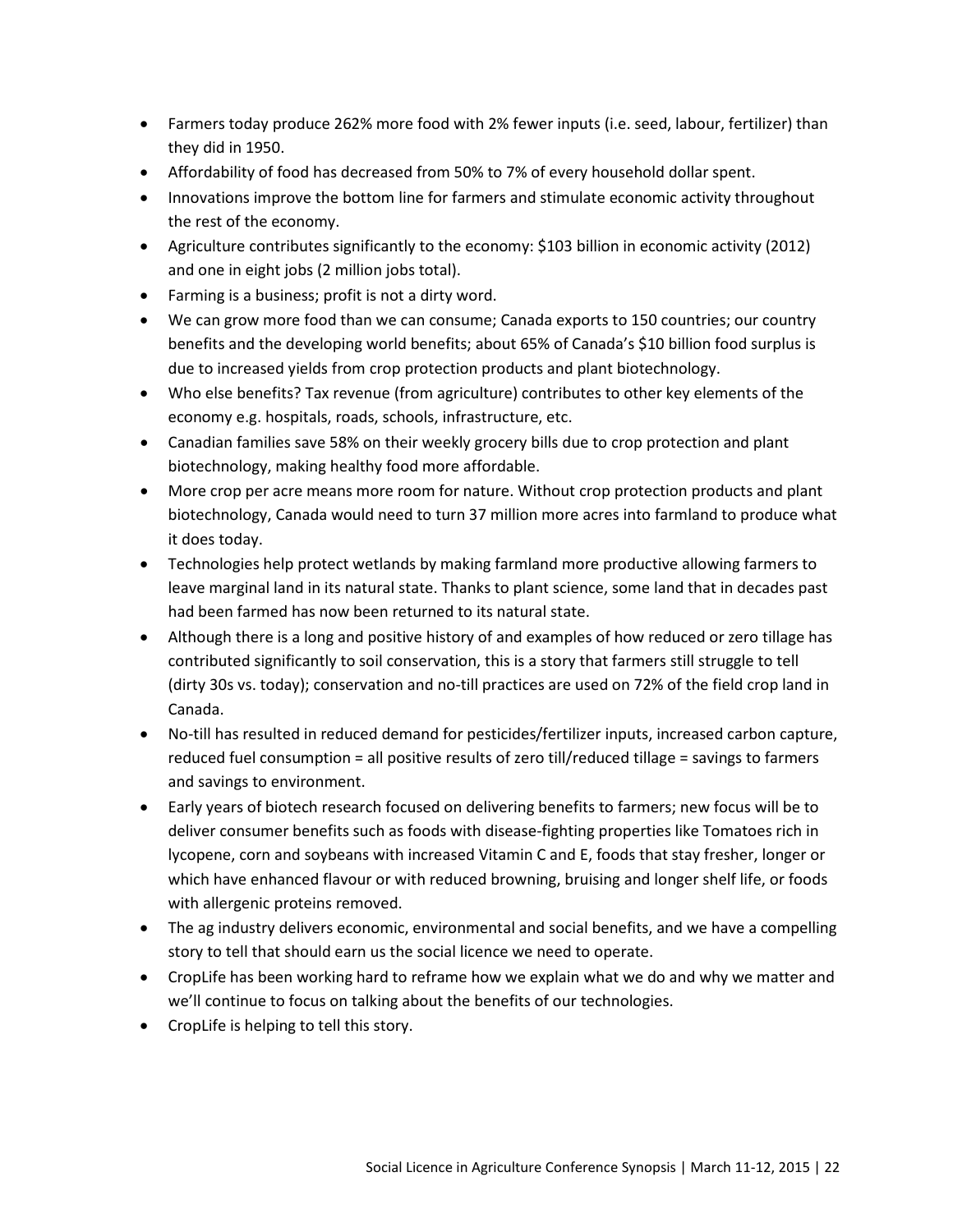- Farmers today produce 262% more food with 2% fewer inputs (i.e. seed, labour, fertilizer) than they did in 1950.
- Affordability of food has decreased from 50% to 7% of every household dollar spent.
- Innovations improve the bottom line for farmers and stimulate economic activity throughout the rest of the economy.
- Agriculture contributes significantly to the economy: $103 billion in economic activity (2012) and one in eight jobs (2 million jobs total).
- Farming is a business; profit is not a dirty word.
- We can grow more food than we can consume; Canada exports to 150 countries; our country benefits and the developing world benefits; about 65% of Canada's $10 billion food surplus is due to increased yields from crop protection products and plant biotechnology.
- Who else benefits? Tax revenue (from agriculture) contributes to other key elements of the economy e.g. hospitals, roads, schools, infrastructure, etc.
- Canadian families save 58% on their weekly grocery bills due to crop protection and plant biotechnology, making healthy food more affordable.
- More crop per acre means more room for nature. Without crop protection products and plant biotechnology, Canada would need to turn 37 million more acres into farmland to produce what it does today.
- Technologies help protect wetlands by making farmland more productive allowing farmers to leave marginal land in its natural state. Thanks to plant science, some land that in decades past had been farmed has now been returned to its natural state.
- Although there is a long and positive history of and examples of how reduced or zero tillage has contributed significantly to soil conservation, this is a story that farmers still struggle to tell (dirty 30s vs. today); conservation and no-till practices are used on 72% of the field crop land in Canada.
- No-till has resulted in reduced demand for pesticides/fertilizer inputs, increased carbon capture, reduced fuel consumption = all positive results of zero till/reduced tillage = savings to farmers and savings to environment.
- Early years of biotech research focused on delivering benefits to farmers; new focus will be to deliver consumer benefits such as foods with disease-fighting properties like Tomatoes rich in lycopene, corn and soybeans with increased Vitamin C and E, foods that stay fresher, longer or which have enhanced flavour or with reduced browning, bruising and longer shelf life, or foods with allergenic proteins removed.
- The ag industry delivers economic, environmental and social benefits, and we have a compelling story to tell that should earn us the social licence we need to operate.
- CropLife has been working hard to reframe how we explain what we do and why we matter and we'll continue to focus on talking about the benefits of our technologies.
- CropLife is helping to tell this story.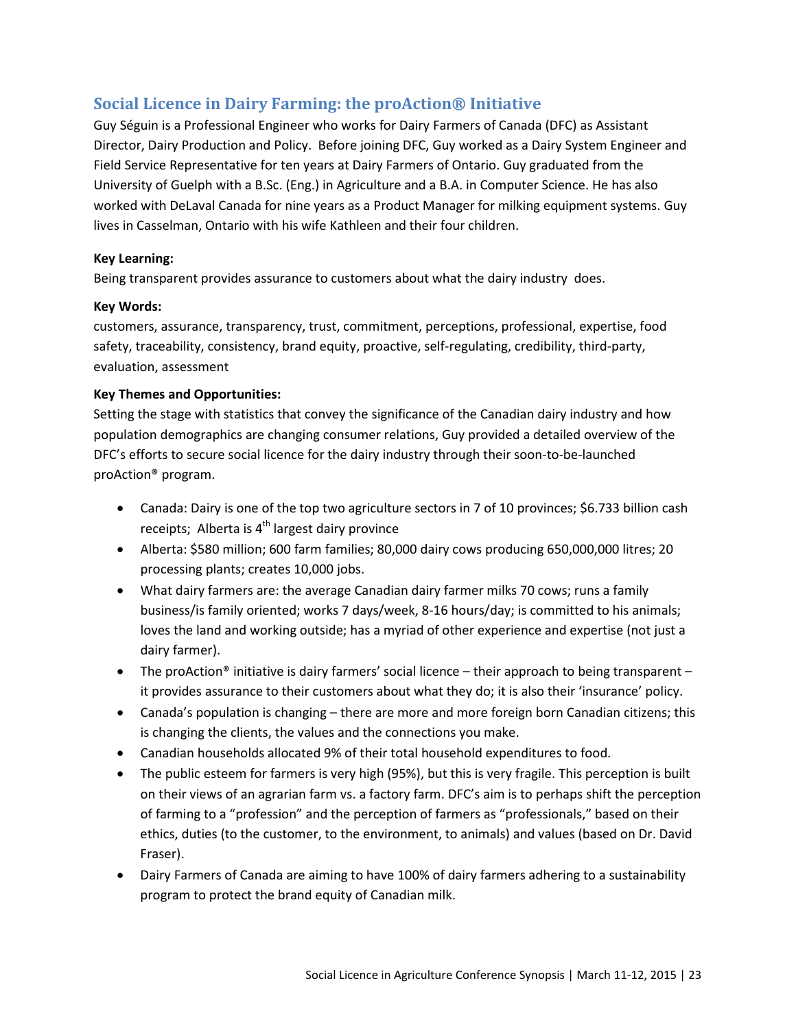## Social Licence in Dairy Farming: the proAction® Initiative

Guy Séguin is a Professional Engineer who works for Dairy Farmers of Canada (DFC) as Assistant Director, Dairy Production and Policy. Before joining DFC, Guy worked as a Dairy System Engineer and Field Service Representative for ten years at Dairy Farmers of Ontario. Guy graduated from the University of Guelph with a B.Sc. (Eng.) in Agriculture and a B.A. in Computer Science. He has also worked with DeLaval Canada for nine years as a Product Manager for milking equipment systems. Guy lives in Casselman, Ontario with his wife Kathleen and their four children.

**Key Learning:**

Being transparent provides assurance to customers about what the dairy industry does.

**Key Words:**

customers, assurance, transparency, trust, commitment, perceptions, professional, expertise, food safety, traceability, consistency, brand equity, proactive, self-regulating, credibility, third-party, evaluation, assessment

**Key Themes and Opportunities:**

Setting the stage with statistics that convey the significance of the Canadian dairy industry and how population demographics are changing consumer relations, Guy provided a detailed overview of the DFC's efforts to secure social licence for the dairy industry through their soon-to-be-launched proAction® program.

- Canada: Dairy is one of the top two agriculture sectors in 7 of 10 provinces; $6.733 billion cash receipts; Alberta is 4th largest dairy province
- Alberta: $580 million; 600 farm families; 80,000 dairy cows producing 650,000,000 litres; 20 processing plants; creates 10,000 jobs.
- What dairy farmers are: the average Canadian dairy farmer milks 70 cows; runs a family business/is family oriented; works 7 days/week, 8-16 hours/day; is committed to his animals; loves the land and working outside; has a myriad of other experience and expertise (not just a dairy farmer).
- The proAction® initiative is dairy farmers' social licence – their approach to being transparent – it provides assurance to their customers about what they do; it is also their 'insurance' policy.
- Canada's population is changing – there are more and more foreign born Canadian citizens; this is changing the clients, the values and the connections you make.
- Canadian households allocated 9% of their total household expenditures to food.
- The public esteem for farmers is very high (95%), but this is very fragile. This perception is built on their views of an agrarian farm vs. a factory farm. DFC's aim is to perhaps shift the perception of farming to a "profession" and the perception of farmers as "professionals," based on their ethics, duties (to the customer, to the environment, to animals) and values (based on Dr. David Fraser).
- Dairy Farmers of Canada are aiming to have 100% of dairy farmers adhering to a sustainability program to protect the brand equity of Canadian milk.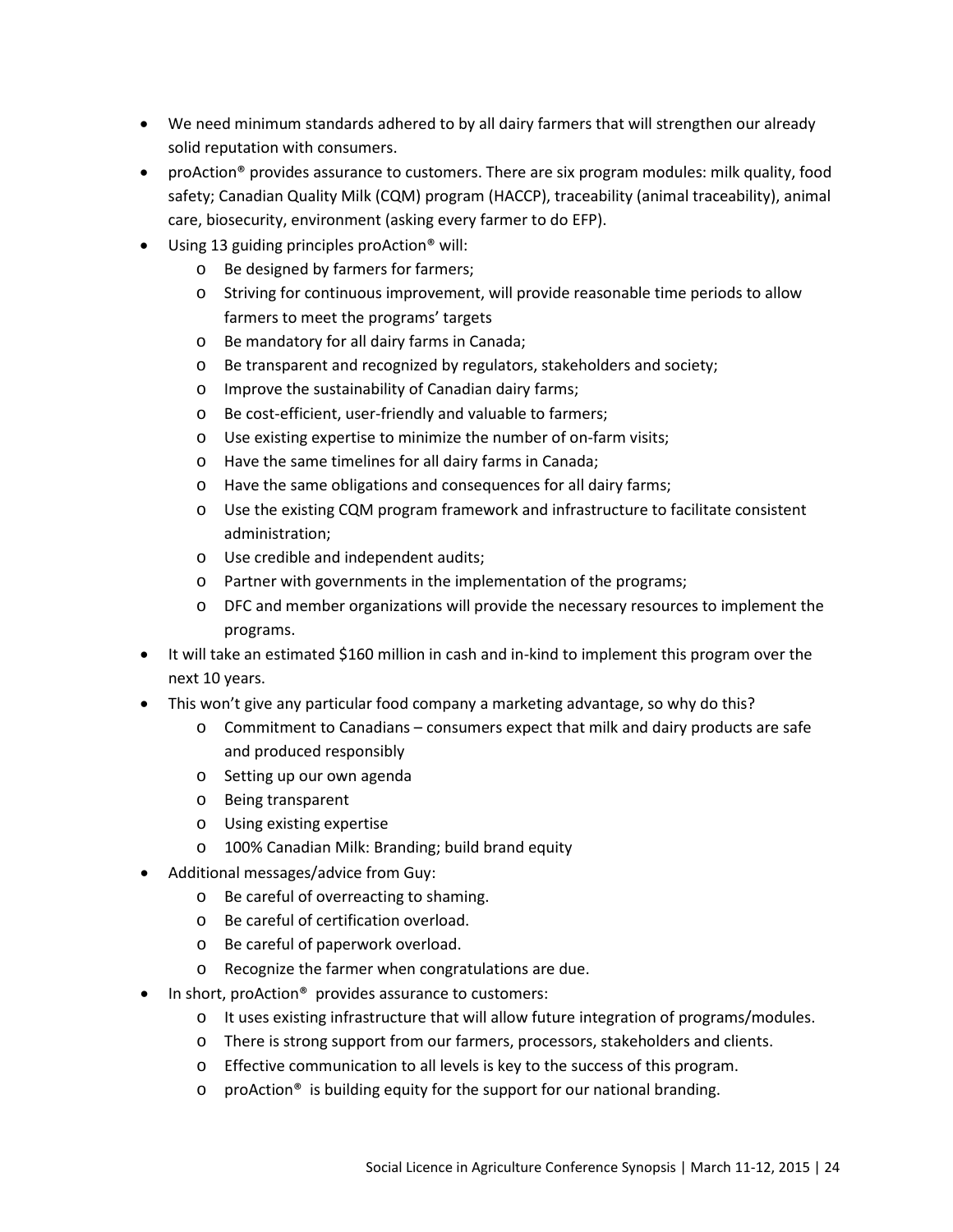- We need minimum standards adhered to by all dairy farmers that will strengthen our already solid reputation with consumers.
- proAction® provides assurance to customers. There are six program modules: milk quality, food safety; Canadian Quality Milk (CQM) program (HACCP), traceability (animal traceability), animal care, biosecurity, environment (asking every farmer to do EFP).
- Using 13 guiding principles proAction® will:
  - Be designed by farmers for farmers;
  - Striving for continuous improvement, will provide reasonable time periods to allow farmers to meet the programs' targets
  - Be mandatory for all dairy farms in Canada;
  - Be transparent and recognized by regulators, stakeholders and society;
  - Improve the sustainability of Canadian dairy farms;
  - Be cost-efficient, user-friendly and valuable to farmers;
  - Use existing expertise to minimize the number of on-farm visits;
  - Have the same timelines for all dairy farms in Canada;
  - Have the same obligations and consequences for all dairy farms;
  - Use the existing CQM program framework and infrastructure to facilitate consistent administration;
  - Use credible and independent audits;
  - Partner with governments in the implementation of the programs;
  - DFC and member organizations will provide the necessary resources to implement the programs.
- It will take an estimated $160 million in cash and in-kind to implement this program over the next 10 years.
- This won't give any particular food company a marketing advantage, so why do this?
  - Commitment to Canadians – consumers expect that milk and dairy products are safe and produced responsibly
  - Setting up our own agenda
  - Being transparent
  - Using existing expertise
  - 100% Canadian Milk: Branding; build brand equity
- Additional messages/advice from Guy:
  - Be careful of overreacting to shaming.
  - Be careful of certification overload.
  - Be careful of paperwork overload.
  - Recognize the farmer when congratulations are due.
- In short, proAction® provides assurance to customers:
  - It uses existing infrastructure that will allow future integration of programs/modules.
  - There is strong support from our farmers, processors, stakeholders and clients.
  - Effective communication to all levels is key to the success of this program.
  - proAction® is building equity for the support for our national branding.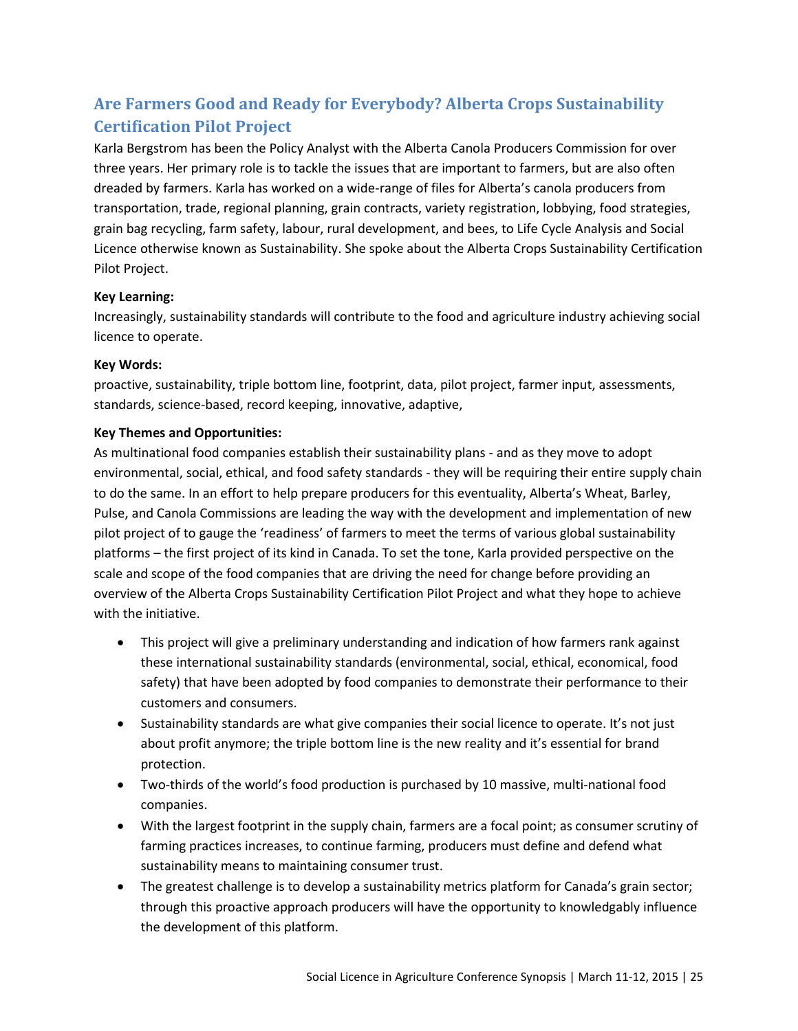## Are Farmers Good and Ready for Everybody? Alberta Crops Sustainability Certification Pilot Project

Karla Bergstrom has been the Policy Analyst with the Alberta Canola Producers Commission for over three years. Her primary role is to tackle the issues that are important to farmers, but are also often dreaded by farmers. Karla has worked on a wide-range of files for Alberta's canola producers from transportation, trade, regional planning, grain contracts, variety registration, lobbying, food strategies, grain bag recycling, farm safety, labour, rural development, and bees, to Life Cycle Analysis and Social Licence otherwise known as Sustainability. She spoke about the Alberta Crops Sustainability Certification Pilot Project.

**Key Learning:**

Increasingly, sustainability standards will contribute to the food and agriculture industry achieving social licence to operate.

**Key Words:**

proactive, sustainability, triple bottom line, footprint, data, pilot project, farmer input, assessments, standards, science-based, record keeping, innovative, adaptive,

**Key Themes and Opportunities:**

As multinational food companies establish their sustainability plans - and as they move to adopt environmental, social, ethical, and food safety standards - they will be requiring their entire supply chain to do the same. In an effort to help prepare producers for this eventuality, Alberta's Wheat, Barley, Pulse, and Canola Commissions are leading the way with the development and implementation of new pilot project of to gauge the 'readiness' of farmers to meet the terms of various global sustainability platforms – the first project of its kind in Canada. To set the tone, Karla provided perspective on the scale and scope of the food companies that are driving the need for change before providing an overview of the Alberta Crops Sustainability Certification Pilot Project and what they hope to achieve with the initiative.

- This project will give a preliminary understanding and indication of how farmers rank against these international sustainability standards (environmental, social, ethical, economical, food safety) that have been adopted by food companies to demonstrate their performance to their customers and consumers.
- Sustainability standards are what give companies their social licence to operate. It's not just about profit anymore; the triple bottom line is the new reality and it's essential for brand protection.
- Two-thirds of the world's food production is purchased by 10 massive, multi-national food companies.
- With the largest footprint in the supply chain, farmers are a focal point; as consumer scrutiny of farming practices increases, to continue farming, producers must define and defend what sustainability means to maintaining consumer trust.
- The greatest challenge is to develop a sustainability metrics platform for Canada's grain sector; through this proactive approach producers will have the opportunity to knowledgably influence the development of this platform.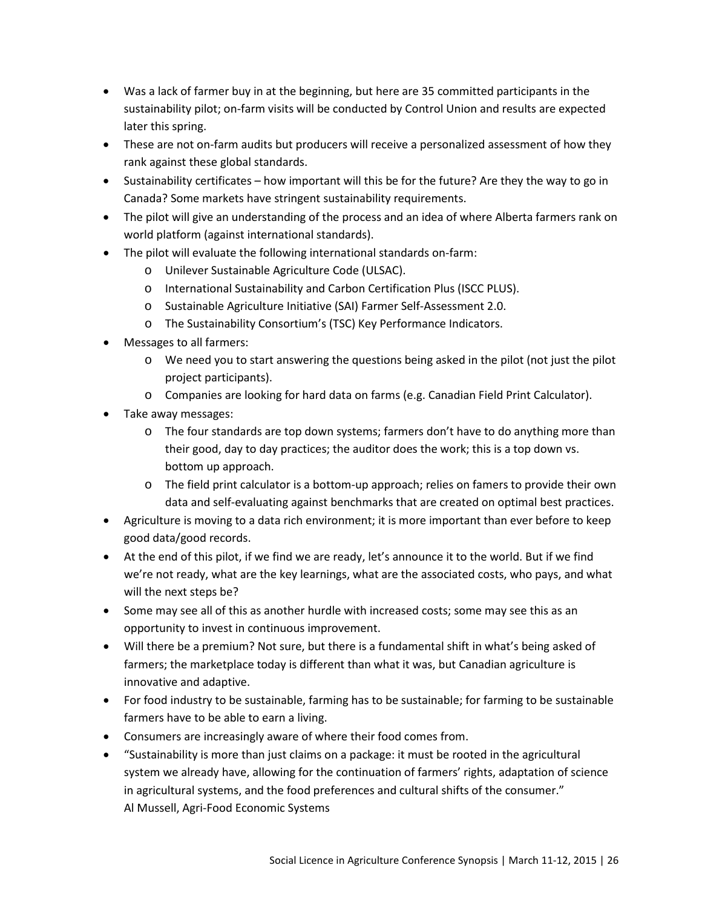- Was a lack of farmer buy in at the beginning, but here are 35 committed participants in the sustainability pilot; on-farm visits will be conducted by Control Union and results are expected later this spring.
- These are not on-farm audits but producers will receive a personalized assessment of how they rank against these global standards.
- Sustainability certificates – how important will this be for the future? Are they the way to go in Canada? Some markets have stringent sustainability requirements.
- The pilot will give an understanding of the process and an idea of where Alberta farmers rank on world platform (against international standards).
- The pilot will evaluate the following international standards on-farm:
  - Unilever Sustainable Agriculture Code (ULSAC).
  - International Sustainability and Carbon Certification Plus (ISCC PLUS).
  - Sustainable Agriculture Initiative (SAI) Farmer Self-Assessment 2.0.
  - The Sustainability Consortium's (TSC) Key Performance Indicators.
- Messages to all farmers:
  - We need you to start answering the questions being asked in the pilot (not just the pilot project participants).
  - Companies are looking for hard data on farms (e.g. Canadian Field Print Calculator).
- Take away messages:
  - The four standards are top down systems; farmers don't have to do anything more than their good, day to day practices; the auditor does the work; this is a top down vs. bottom up approach.
  - The field print calculator is a bottom-up approach; relies on famers to provide their own data and self-evaluating against benchmarks that are created on optimal best practices.
- Agriculture is moving to a data rich environment; it is more important than ever before to keep good data/good records.
- At the end of this pilot, if we find we are ready, let's announce it to the world. But if we find we're not ready, what are the key learnings, what are the associated costs, who pays, and what will the next steps be?
- Some may see all of this as another hurdle with increased costs; some may see this as an opportunity to invest in continuous improvement.
- Will there be a premium? Not sure, but there is a fundamental shift in what's being asked of farmers; the marketplace today is different than what it was, but Canadian agriculture is innovative and adaptive.
- For food industry to be sustainable, farming has to be sustainable; for farming to be sustainable farmers have to be able to earn a living.
- Consumers are increasingly aware of where their food comes from.
- "Sustainability is more than just claims on a package: it must be rooted in the agricultural system we already have, allowing for the continuation of farmers' rights, adaptation of science in agricultural systems, and the food preferences and cultural shifts of the consumer."
  Al Mussell, Agri-Food Economic Systems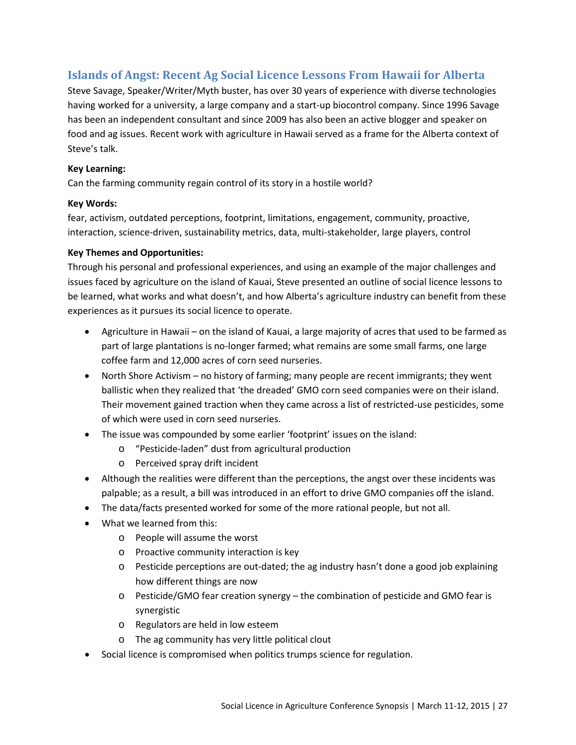## Islands of Angst: Recent Ag Social Licence Lessons From Hawaii for Alberta

Steve Savage, Speaker/Writer/Myth buster, has over 30 years of experience with diverse technologies having worked for a university, a large company and a start-up biocontrol company. Since 1996 Savage has been an independent consultant and since 2009 has also been an active blogger and speaker on food and ag issues. Recent work with agriculture in Hawaii served as a frame for the Alberta context of Steve's talk.

**Key Learning:**

Can the farming community regain control of its story in a hostile world?

**Key Words:**

fear, activism, outdated perceptions, footprint, limitations, engagement, community, proactive, interaction, science-driven, sustainability metrics, data, multi-stakeholder, large players, control

**Key Themes and Opportunities:**

Through his personal and professional experiences, and using an example of the major challenges and issues faced by agriculture on the island of Kauai, Steve presented an outline of social licence lessons to be learned, what works and what doesn't, and how Alberta's agriculture industry can benefit from these experiences as it pursues its social licence to operate.

- Agriculture in Hawaii – on the island of Kauai, a large majority of acres that used to be farmed as part of large plantations is no-longer farmed; what remains are some small farms, one large coffee farm and 12,000 acres of corn seed nurseries.
- North Shore Activism – no history of farming; many people are recent immigrants; they went ballistic when they realized that 'the dreaded' GMO corn seed companies were on their island. Their movement gained traction when they came across a list of restricted-use pesticides, some of which were used in corn seed nurseries.
- The issue was compounded by some earlier 'footprint' issues on the island:
    - "Pesticide-laden" dust from agricultural production
    - Perceived spray drift incident
- Although the realities were different than the perceptions, the angst over these incidents was palpable; as a result, a bill was introduced in an effort to drive GMO companies off the island.
- The data/facts presented worked for some of the more rational people, but not all.
- What we learned from this:
    - People will assume the worst
    - Proactive community interaction is key
    - Pesticide perceptions are out-dated; the ag industry hasn't done a good job explaining how different things are now
    - Pesticide/GMO fear creation synergy – the combination of pesticide and GMO fear is synergistic
    - Regulators are held in low esteem
    - The ag community has very little political clout
- Social licence is compromised when politics trumps science for regulation.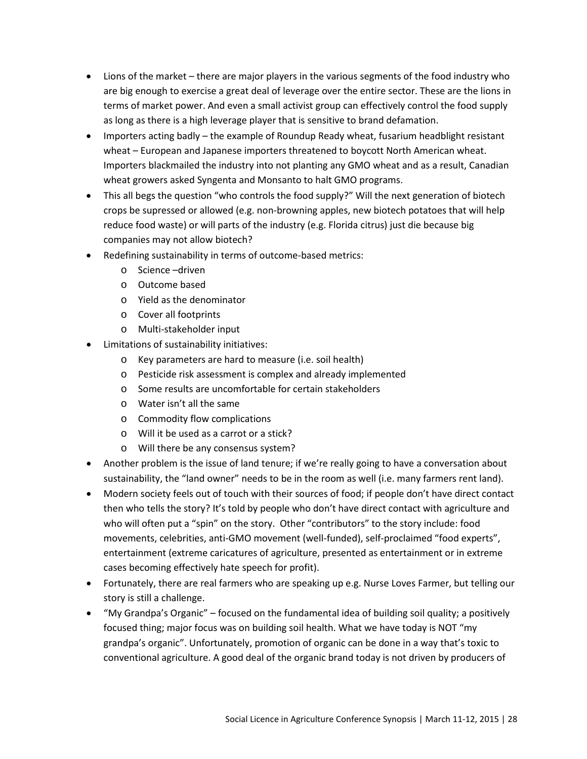- Lions of the market – there are major players in the various segments of the food industry who are big enough to exercise a great deal of leverage over the entire sector. These are the lions in terms of market power. And even a small activist group can effectively control the food supply as long as there is a high leverage player that is sensitive to brand defamation.
- Importers acting badly – the example of Roundup Ready wheat, fusarium headblight resistant wheat – European and Japanese importers threatened to boycott North American wheat. Importers blackmailed the industry into not planting any GMO wheat and as a result, Canadian wheat growers asked Syngenta and Monsanto to halt GMO programs.
- This all begs the question "who controls the food supply?" Will the next generation of biotech crops be supressed or allowed (e.g. non-browning apples, new biotech potatoes that will help reduce food waste) or will parts of the industry (e.g. Florida citrus) just die because big companies may not allow biotech?
- Redefining sustainability in terms of outcome-based metrics:
    - Science –driven
    - Outcome based
    - Yield as the denominator
    - Cover all footprints
    - Multi-stakeholder input
- Limitations of sustainability initiatives:
    - Key parameters are hard to measure (i.e. soil health)
    - Pesticide risk assessment is complex and already implemented
    - Some results are uncomfortable for certain stakeholders
    - Water isn't all the same
    - Commodity flow complications
    - Will it be used as a carrot or a stick?
    - Will there be any consensus system?
- Another problem is the issue of land tenure; if we're really going to have a conversation about sustainability, the "land owner" needs to be in the room as well (i.e. many farmers rent land).
- Modern society feels out of touch with their sources of food; if people don't have direct contact then who tells the story? It's told by people who don't have direct contact with agriculture and who will often put a "spin" on the story. Other "contributors" to the story include: food movements, celebrities, anti-GMO movement (well-funded), self-proclaimed "food experts", entertainment (extreme caricatures of agriculture, presented as entertainment or in extreme cases becoming effectively hate speech for profit).
- Fortunately, there are real farmers who are speaking up e.g. Nurse Loves Farmer, but telling our story is still a challenge.
- "My Grandpa's Organic" – focused on the fundamental idea of building soil quality; a positively focused thing; major focus was on building soil health. What we have today is NOT "my grandpa's organic". Unfortunately, promotion of organic can be done in a way that's toxic to conventional agriculture. A good deal of the organic brand today is not driven by producers of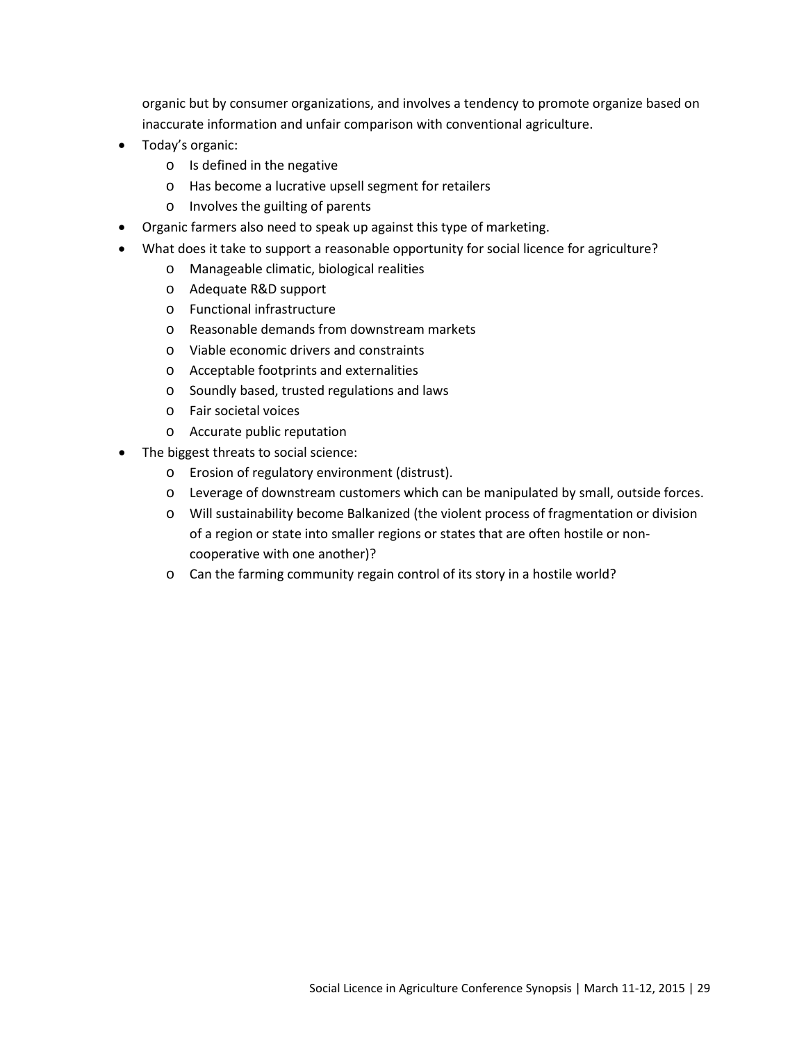organic but by consumer organizations, and involves a tendency to promote organize based on inaccurate information and unfair comparison with conventional agriculture.

- Today's organic:
  - Is defined in the negative
  - Has become a lucrative upsell segment for retailers
  - Involves the guilting of parents
- Organic farmers also need to speak up against this type of marketing.
- What does it take to support a reasonable opportunity for social licence for agriculture?
  - Manageable climatic, biological realities
  - Adequate R&D support
  - Functional infrastructure
  - Reasonable demands from downstream markets
  - Viable economic drivers and constraints
  - Acceptable footprints and externalities
  - Soundly based, trusted regulations and laws
  - Fair societal voices
  - Accurate public reputation
- The biggest threats to social science:
  - Erosion of regulatory environment (distrust).
  - Leverage of downstream customers which can be manipulated by small, outside forces.
  - Will sustainability become Balkanized (the violent process of fragmentation or division of a region or state into smaller regions or states that are often hostile or non-cooperative with one another)?
  - Can the farming community regain control of its story in a hostile world?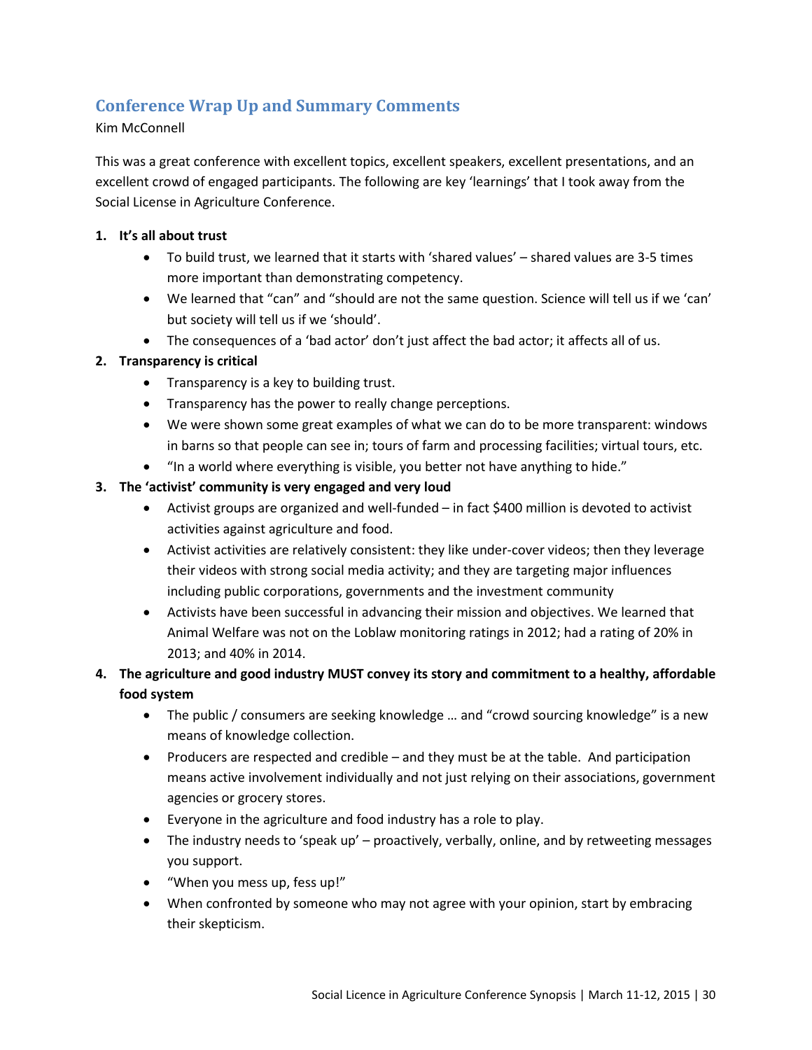## Conference Wrap Up and Summary Comments

Kim McConnell

This was a great conference with excellent topics, excellent speakers, excellent presentations, and an excellent crowd of engaged participants. The following are key 'learnings' that I took away from the Social License in Agriculture Conference.

1. **It's all about trust**
   - To build trust, we learned that it starts with 'shared values' – shared values are 3-5 times more important than demonstrating competency.
   - We learned that "can" and "should are not the same question. Science will tell us if we 'can' but society will tell us if we 'should'.
   - The consequences of a 'bad actor' don't just affect the bad actor; it affects all of us.
2. **Transparency is critical**
   - Transparency is a key to building trust.
   - Transparency has the power to really change perceptions.
   - We were shown some great examples of what we can do to be more transparent: windows in barns so that people can see in; tours of farm and processing facilities; virtual tours, etc.
   - "In a world where everything is visible, you better not have anything to hide."
3. **The 'activist' community is very engaged and very loud**
   - Activist groups are organized and well-funded – in fact $400 million is devoted to activist activities against agriculture and food.
   - Activist activities are relatively consistent: they like under-cover videos; then they leverage their videos with strong social media activity; and they are targeting major influences including public corporations, governments and the investment community
   - Activists have been successful in advancing their mission and objectives. We learned that Animal Welfare was not on the Loblaw monitoring ratings in 2012; had a rating of 20% in 2013; and 40% in 2014.
4. **The agriculture and good industry MUST convey its story and commitment to a healthy, affordable food system**
   - The public / consumers are seeking knowledge … and "crowd sourcing knowledge" is a new means of knowledge collection.
   - Producers are respected and credible – and they must be at the table. And participation means active involvement individually and not just relying on their associations, government agencies or grocery stores.
   - Everyone in the agriculture and food industry has a role to play.
   - The industry needs to 'speak up' – proactively, verbally, online, and by retweeting messages you support.
   - "When you mess up, fess up!"
   - When confronted by someone who may not agree with your opinion, start by embracing their skepticism.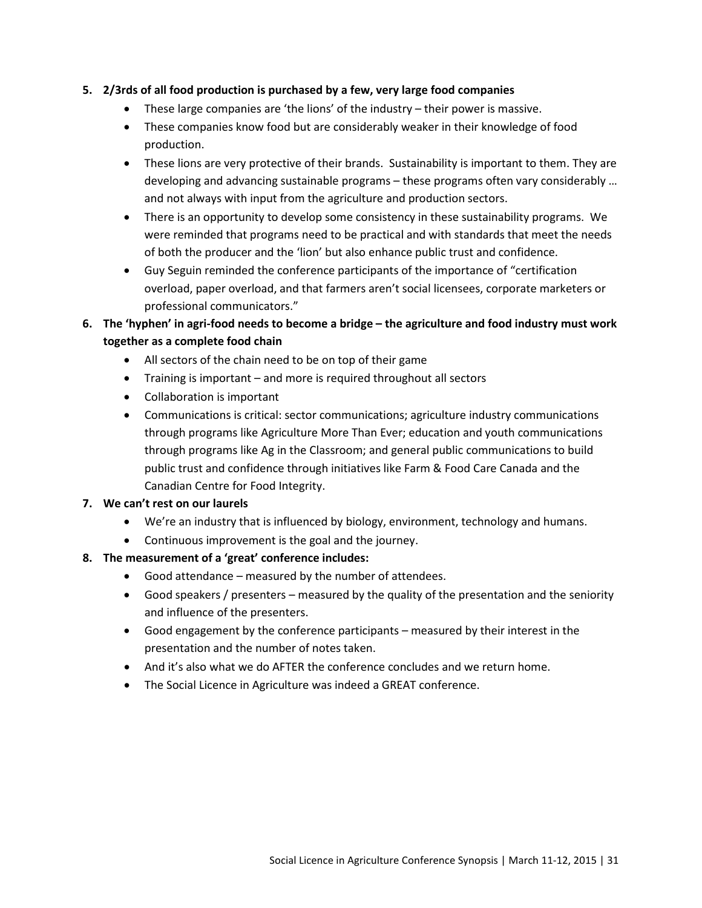5. **2/3rds of all food production is purchased by a few, very large food companies**
   - These large companies are 'the lions' of the industry – their power is massive.
   - These companies know food but are considerably weaker in their knowledge of food production.
   - These lions are very protective of their brands. Sustainability is important to them. They are developing and advancing sustainable programs – these programs often vary considerably … and not always with input from the agriculture and production sectors.
   - There is an opportunity to develop some consistency in these sustainability programs. We were reminded that programs need to be practical and with standards that meet the needs of both the producer and the 'lion' but also enhance public trust and confidence.
   - Guy Seguin reminded the conference participants of the importance of "certification overload, paper overload, and that farmers aren't social licensees, corporate marketers or professional communicators."
6. **The 'hyphen' in agri-food needs to become a bridge – the agriculture and food industry must work together as a complete food chain**
   - All sectors of the chain need to be on top of their game
   - Training is important – and more is required throughout all sectors
   - Collaboration is important
   - Communications is critical: sector communications; agriculture industry communications through programs like Agriculture More Than Ever; education and youth communications through programs like Ag in the Classroom; and general public communications to build public trust and confidence through initiatives like Farm & Food Care Canada and the Canadian Centre for Food Integrity.
7. **We can't rest on our laurels**
   - We're an industry that is influenced by biology, environment, technology and humans.
   - Continuous improvement is the goal and the journey.
8. **The measurement of a 'great' conference includes:**
   - Good attendance – measured by the number of attendees.
   - Good speakers / presenters – measured by the quality of the presentation and the seniority and influence of the presenters.
   - Good engagement by the conference participants – measured by their interest in the presentation and the number of notes taken.
   - And it's also what we do AFTER the conference concludes and we return home.
   - The Social Licence in Agriculture was indeed a GREAT conference.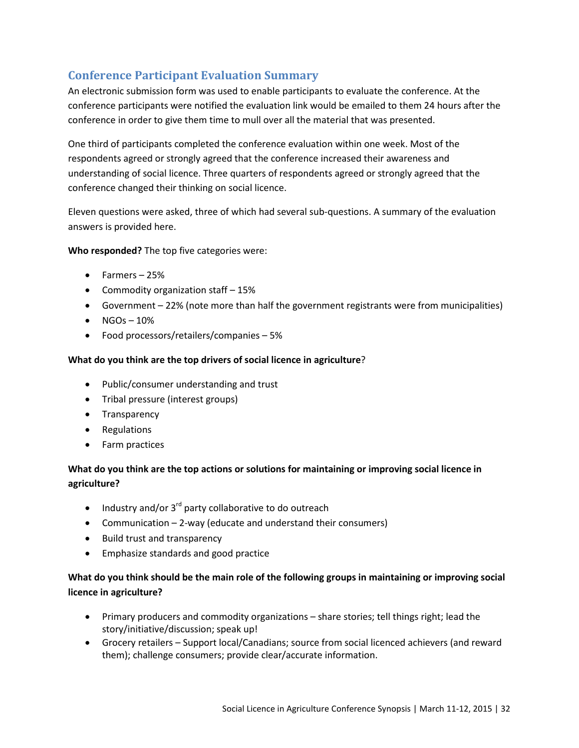## Conference Participant Evaluation Summary

An electronic submission form was used to enable participants to evaluate the conference. At the conference participants were notified the evaluation link would be emailed to them 24 hours after the conference in order to give them time to mull over all the material that was presented.

One third of participants completed the conference evaluation within one week. Most of the respondents agreed or strongly agreed that the conference increased their awareness and understanding of social licence. Three quarters of respondents agreed or strongly agreed that the conference changed their thinking on social licence.

Eleven questions were asked, three of which had several sub-questions. A summary of the evaluation answers is provided here.

**Who responded?** The top five categories were:

- Farmers – 25%
- Commodity organization staff – 15%
- Government – 22% (note more than half the government registrants were from municipalities)
- NGOs – 10%
- Food processors/retailers/companies – 5%

**What do you think are the top drivers of social licence in agriculture**?

- Public/consumer understanding and trust
- Tribal pressure (interest groups)
- Transparency
- Regulations
- Farm practices

**What do you think are the top actions or solutions for maintaining or improving social licence in agriculture?**

- Industry and/or 3rd party collaborative to do outreach
- Communication – 2-way (educate and understand their consumers)
- Build trust and transparency
- Emphasize standards and good practice

**What do you think should be the main role of the following groups in maintaining or improving social licence in agriculture?**

- Primary producers and commodity organizations – share stories; tell things right; lead the story/initiative/discussion; speak up!
- Grocery retailers – Support local/Canadians; source from social licenced achievers (and reward them); challenge consumers; provide clear/accurate information.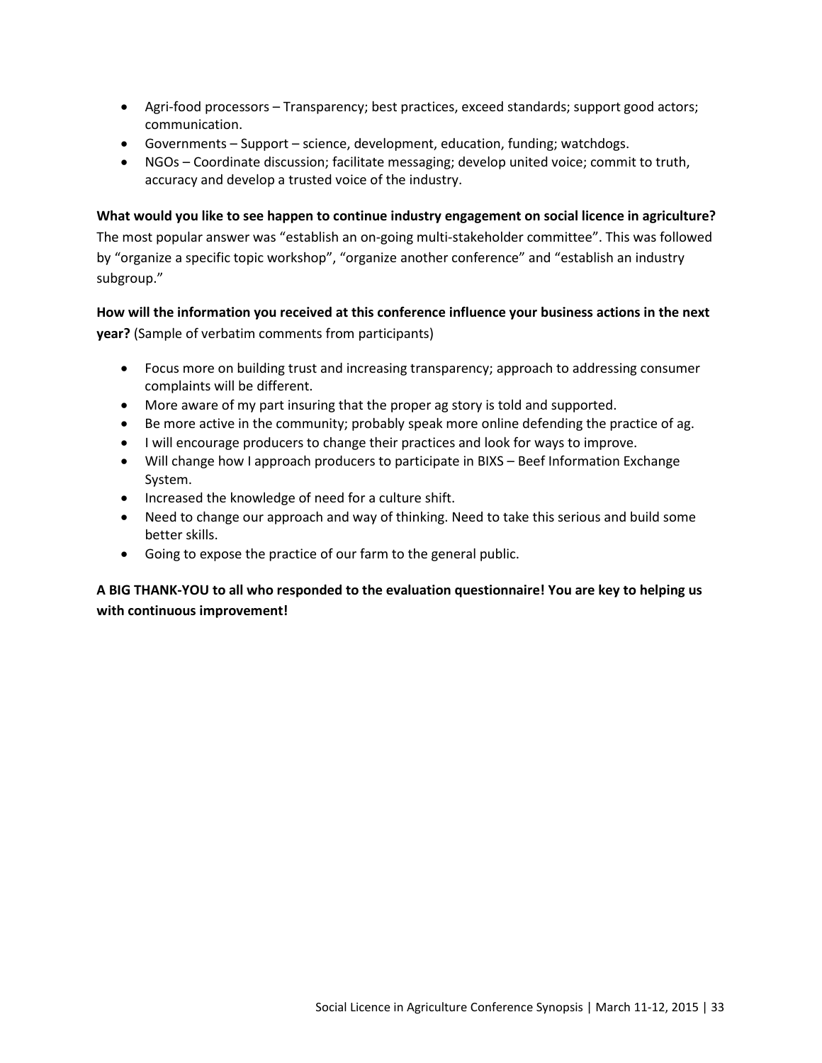- Agri-food processors – Transparency; best practices, exceed standards; support good actors; communication.
- Governments – Support – science, development, education, funding; watchdogs.
- NGOs – Coordinate discussion; facilitate messaging; develop united voice; commit to truth, accuracy and develop a trusted voice of the industry.

**What would you like to see happen to continue industry engagement on social licence in agriculture?**
The most popular answer was "establish an on-going multi-stakeholder committee". This was followed by "organize a specific topic workshop", "organize another conference" and "establish an industry subgroup."

**How will the information you received at this conference influence your business actions in the next year?** (Sample of verbatim comments from participants)

- Focus more on building trust and increasing transparency; approach to addressing consumer complaints will be different.
- More aware of my part insuring that the proper ag story is told and supported.
- Be more active in the community; probably speak more online defending the practice of ag.
- I will encourage producers to change their practices and look for ways to improve.
- Will change how I approach producers to participate in BIXS – Beef Information Exchange System.
- Increased the knowledge of need for a culture shift.
- Need to change our approach and way of thinking. Need to take this serious and build some better skills.
- Going to expose the practice of our farm to the general public.

**A BIG THANK-YOU to all who responded to the evaluation questionnaire! You are key to helping us with continuous improvement!**